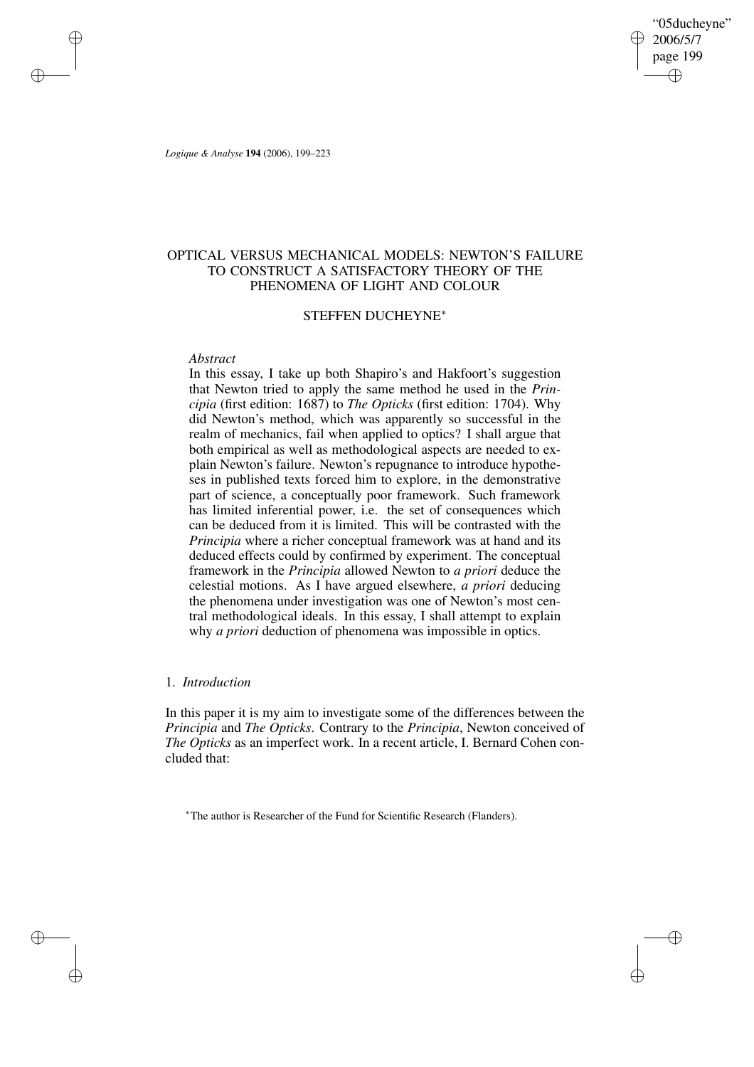# OPTICAL VERSUS MECHANICAL MODELS: NEWTON'S FAILURE TO CONSTRUCT A SATISFACTORY THEORY OF THE PHENOMENA OF LIGHT AND COLOUR

STEFFEN DUCHEYNE*

*Abstract*

In this essay, I take up both Shapiro's and Hakfoort's suggestion that Newton tried to apply the same method he used in the *Principia* (first edition: 1687) to *The Opticks* (first edition: 1704). Why did Newton's method, which was apparently so successful in the realm of mechanics, fail when applied to optics? I shall argue that both empirical as well as methodological aspects are needed to explain Newton's failure. Newton's repugnance to introduce hypotheses in published texts forced him to explore, in the demonstrative part of science, a conceptually poor framework. Such framework has limited inferential power, i.e. the set of consequences which can be deduced from it is limited. This will be contrasted with the *Principia* where a richer conceptual framework was at hand and its deduced effects could by confirmed by experiment. The conceptual framework in the *Principia* allowed Newton to *a priori* deduce the celestial motions. As I have argued elsewhere, *a priori* deducing the phenomena under investigation was one of Newton's most central methodological ideals. In this essay, I shall attempt to explain why *a priori* deduction of phenomena was impossible in optics.

## 1. *Introduction*

In this paper it is my aim to investigate some of the differences between the *Principia* and *The Opticks*. Contrary to the *Principia*, Newton conceived of *The Opticks* as an imperfect work. In a recent article, I. Bernard Cohen concluded that:

*The author is Researcher of the Fund for Scientific Research (Flanders).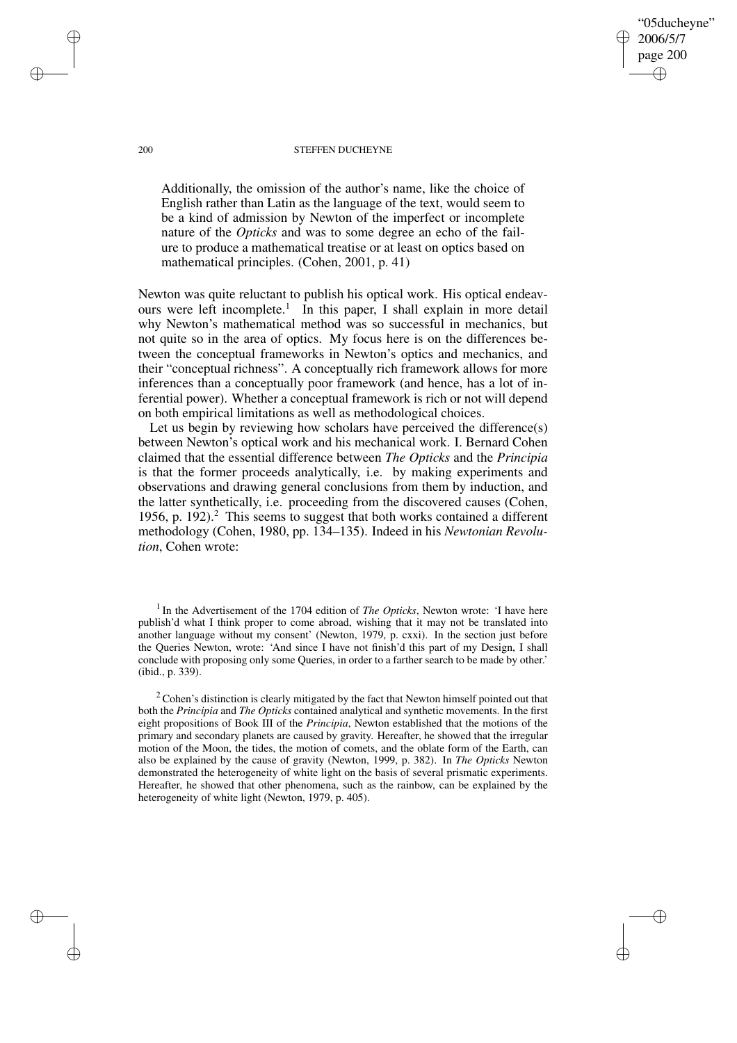> Additionally, the omission of the author's name, like the choice of English rather than Latin as the language of the text, would seem to be a kind of admission by Newton of the imperfect or incomplete nature of the *Opticks* and was to some degree an echo of the failure to produce a mathematical treatise or at least on optics based on mathematical principles. (Cohen, 2001, p. 41)

Newton was quite reluctant to publish his optical work. His optical endeavours were left incomplete.[1] In this paper, I shall explain in more detail why Newton's mathematical method was so successful in mechanics, but not quite so in the area of optics. My focus here is on the differences between the conceptual frameworks in Newton's optics and mechanics, and their "conceptual richness". A conceptually rich framework allows for more inferences than a conceptually poor framework (and hence, has a lot of inferential power). Whether a conceptual framework is rich or not will depend on both empirical limitations as well as methodological choices.

Let us begin by reviewing how scholars have perceived the difference(s) between Newton's optical work and his mechanical work. I. Bernard Cohen claimed that the essential difference between *The Opticks* and the *Principia* is that the former proceeds analytically, i.e. by making experiments and observations and drawing general conclusions from them by induction, and the latter synthetically, i.e. proceeding from the discovered causes (Cohen, 1956, p. 192).[2] This seems to suggest that both works contained a different methodology (Cohen, 1980, pp. 134–135). Indeed in his *Newtonian Revolution*, Cohen wrote:

[1] In the Advertisement of the 1704 edition of *The Opticks*, Newton wrote: 'I have here publish'd what I think proper to come abroad, wishing that it may not be translated into another language without my consent' (Newton, 1979, p. cxxi). In the section just before the Queries Newton, wrote: 'And since I have not finish'd this part of my Design, I shall conclude with proposing only some Queries, in order to a farther search to be made by other.' (ibid., p. 339).

[2] Cohen's distinction is clearly mitigated by the fact that Newton himself pointed out that both the *Principia* and *The Opticks* contained analytical and synthetic movements. In the first eight propositions of Book III of the *Principia*, Newton established that the motions of the primary and secondary planets are caused by gravity. Hereafter, he showed that the irregular motion of the Moon, the tides, the motion of comets, and the oblate form of the Earth, can also be explained by the cause of gravity (Newton, 1999, p. 382). In *The Opticks* Newton demonstrated the heterogeneity of white light on the basis of several prismatic experiments. Hereafter, he showed that other phenomena, such as the rainbow, can be explained by the heterogeneity of white light (Newton, 1979, p. 405).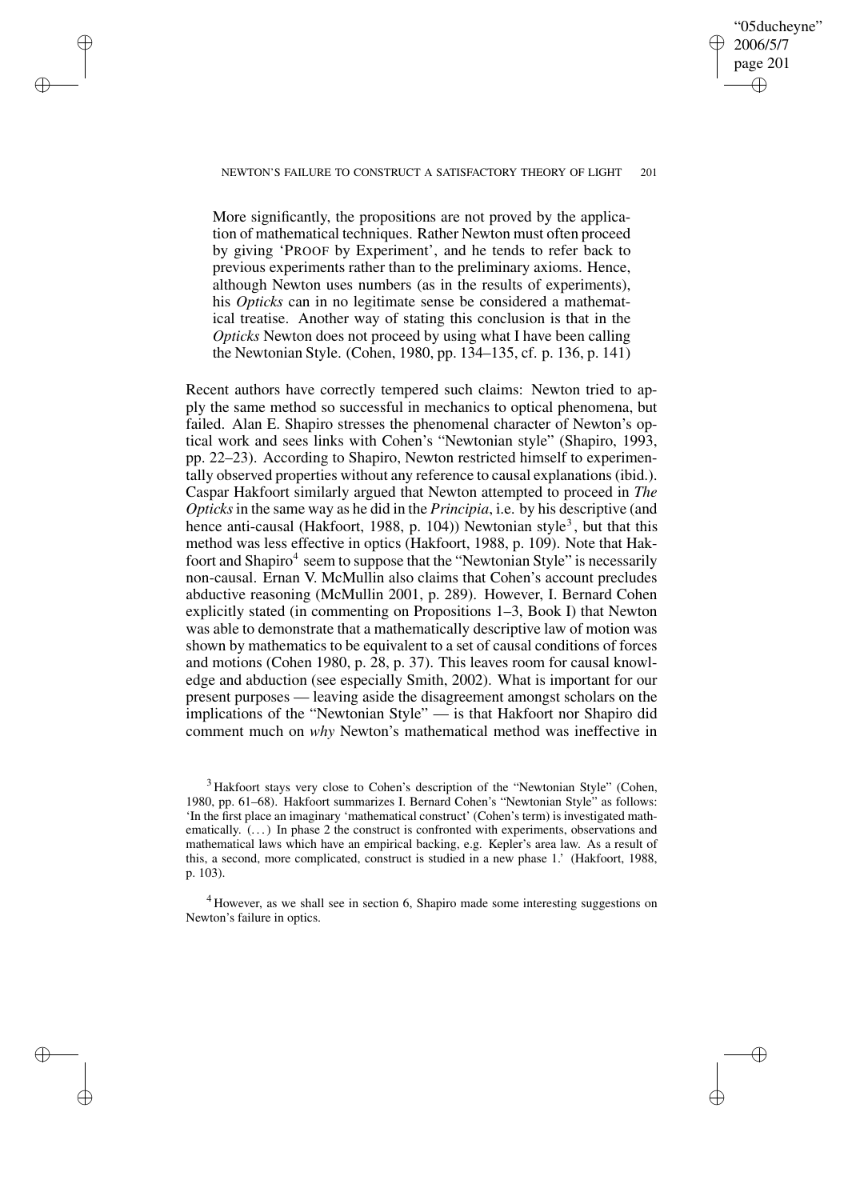> More significantly, the propositions are not proved by the application of mathematical techniques. Rather Newton must often proceed by giving 'PROOF by Experiment', and he tends to refer back to previous experiments rather than to the preliminary axioms. Hence, although Newton uses numbers (as in the results of experiments), his *Opticks* can in no legitimate sense be considered a mathematical treatise. Another way of stating this conclusion is that in the *Opticks* Newton does not proceed by using what I have been calling the Newtonian Style. (Cohen, 1980, pp. 134–135, cf. p. 136, p. 141)

Recent authors have correctly tempered such claims: Newton tried to apply the same method so successful in mechanics to optical phenomena, but failed. Alan E. Shapiro stresses the phenomenal character of Newton's optical work and sees links with Cohen's "Newtonian style" (Shapiro, 1993, pp. 22–23). According to Shapiro, Newton restricted himself to experimentally observed properties without any reference to causal explanations (ibid.). Caspar Hakfoort similarly argued that Newton attempted to proceed in *The Opticks* in the same way as he did in the *Principia*, i.e. by his descriptive (and hence anti-causal (Hakfoort, 1988, p. 104)) Newtonian style[3], but that this method was less effective in optics (Hakfoort, 1988, p. 109). Note that Hakfoort and Shapiro[4] seem to suppose that the "Newtonian Style" is necessarily non-causal. Ernan V. McMullin also claims that Cohen's account precludes abductive reasoning (McMullin 2001, p. 289). However, I. Bernard Cohen explicitly stated (in commenting on Propositions 1–3, Book I) that Newton was able to demonstrate that a mathematically descriptive law of motion was shown by mathematics to be equivalent to a set of causal conditions of forces and motions (Cohen 1980, p. 28, p. 37). This leaves room for causal knowledge and abduction (see especially Smith, 2002). What is important for our present purposes — leaving aside the disagreement amongst scholars on the implications of the "Newtonian Style" — is that Hakfoort nor Shapiro did comment much on *why* Newton's mathematical method was ineffective in

[3] Hakfoort stays very close to Cohen's description of the "Newtonian Style" (Cohen, 1980, pp. 61–68). Hakfoort summarizes I. Bernard Cohen's "Newtonian Style" as follows: 'In the first place an imaginary 'mathematical construct' (Cohen's term) is investigated mathematically. (...) In phase 2 the construct is confronted with experiments, observations and mathematical laws which have an empirical backing, e.g. Kepler's area law. As a result of this, a second, more complicated, construct is studied in a new phase 1.' (Hakfoort, 1988, p. 103).

[4] However, as we shall see in section 6, Shapiro made some interesting suggestions on Newton's failure in optics.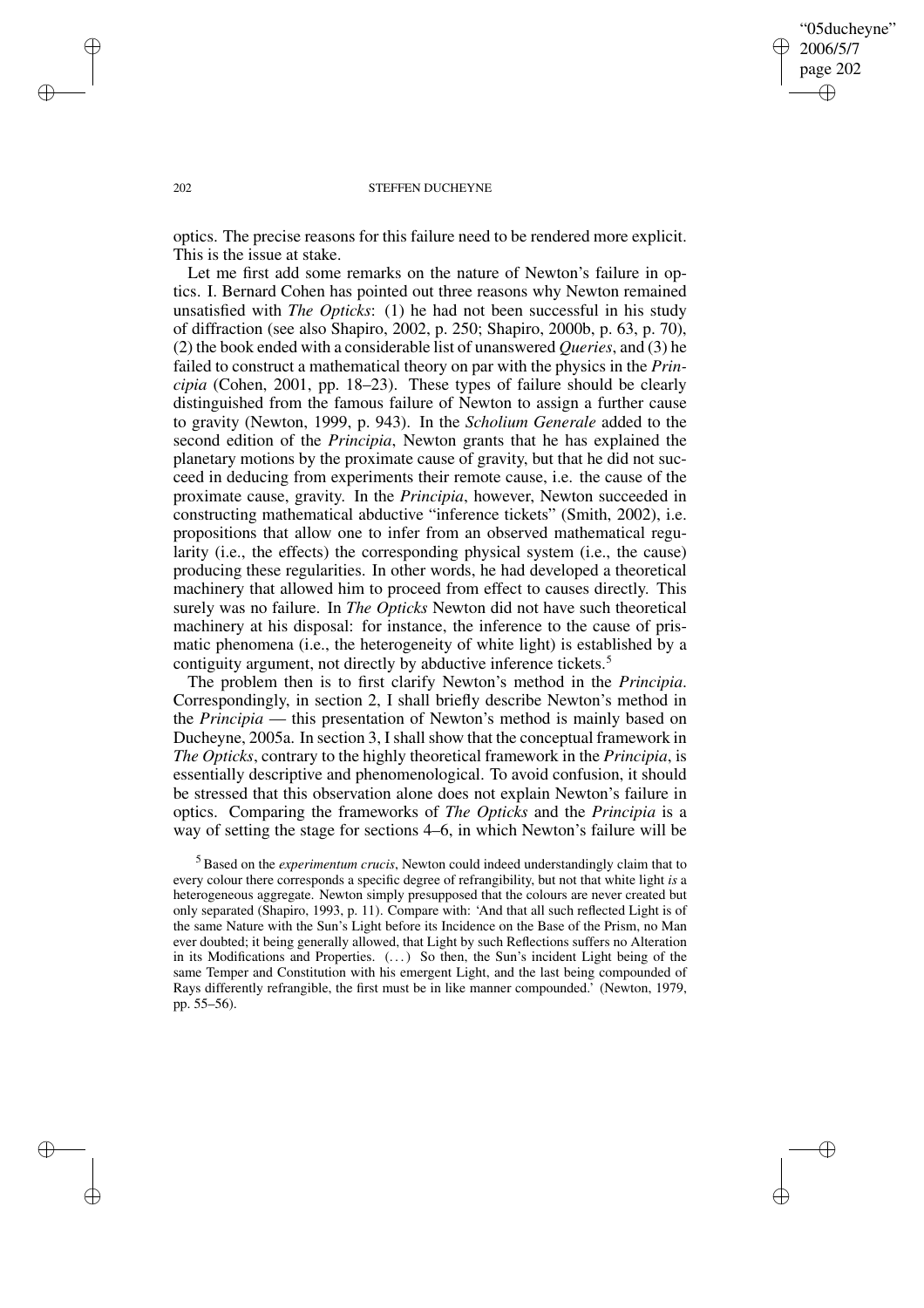optics. The precise reasons for this failure need to be rendered more explicit. This is the issue at stake.

Let me first add some remarks on the nature of Newton's failure in optics. I. Bernard Cohen has pointed out three reasons why Newton remained unsatisfied with *The Opticks*: (1) he had not been successful in his study of diffraction (see also Shapiro, 2002, p. 250; Shapiro, 2000b, p. 63, p. 70), (2) the book ended with a considerable list of unanswered *Queries*, and (3) he failed to construct a mathematical theory on par with the physics in the *Principia* (Cohen, 2001, pp. 18–23). These types of failure should be clearly distinguished from the famous failure of Newton to assign a further cause to gravity (Newton, 1999, p. 943). In the *Scholium Generale* added to the second edition of the *Principia*, Newton grants that he has explained the planetary motions by the proximate cause of gravity, but that he did not succeed in deducing from experiments their remote cause, i.e. the cause of the proximate cause, gravity. In the *Principia*, however, Newton succeeded in constructing mathematical abductive "inference tickets" (Smith, 2002), i.e. propositions that allow one to infer from an observed mathematical regularity (i.e., the effects) the corresponding physical system (i.e., the cause) producing these regularities. In other words, he had developed a theoretical machinery that allowed him to proceed from effect to causes directly. This surely was no failure. In *The Opticks* Newton did not have such theoretical machinery at his disposal: for instance, the inference to the cause of prismatic phenomena (i.e., the heterogeneity of white light) is established by a contiguity argument, not directly by abductive inference tickets.[5]

The problem then is to first clarify Newton's method in the *Principia*. Correspondingly, in section 2, I shall briefly describe Newton's method in the *Principia* — this presentation of Newton's method is mainly based on Ducheyne, 2005a. In section 3, I shall show that the conceptual framework in *The Opticks*, contrary to the highly theoretical framework in the *Principia*, is essentially descriptive and phenomenological. To avoid confusion, it should be stressed that this observation alone does not explain Newton's failure in optics. Comparing the frameworks of *The Opticks* and the *Principia* is a way of setting the stage for sections 4–6, in which Newton's failure will be

[5] Based on the *experimentum crucis*, Newton could indeed understandingly claim that to every colour there corresponds a specific degree of refrangibility, but not that white light *is* a heterogeneous aggregate. Newton simply presupposed that the colours are never created but only separated (Shapiro, 1993, p. 11). Compare with: 'And that all such reflected Light is of the same Nature with the Sun's Light before its Incidence on the Base of the Prism, no Man ever doubted; it being generally allowed, that Light by such Reflections suffers no Alteration in its Modifications and Properties. (...) So then, the Sun's incident Light being of the same Temper and Constitution with his emergent Light, and the last being compounded of Rays differently refrangible, the first must be in like manner compounded.' (Newton, 1979, pp. 55–56).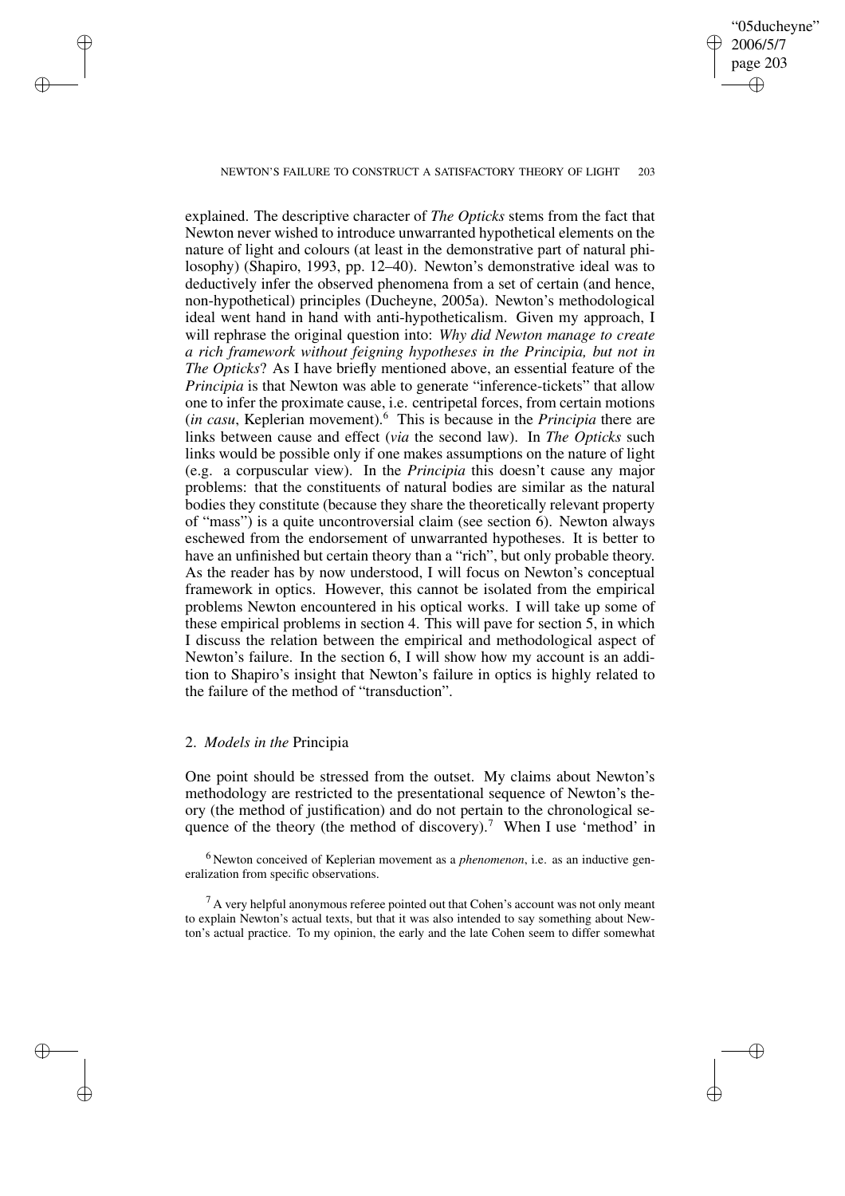explained. The descriptive character of *The Opticks* stems from the fact that Newton never wished to introduce unwarranted hypothetical elements on the nature of light and colours (at least in the demonstrative part of natural philosophy) (Shapiro, 1993, pp. 12–40). Newton's demonstrative ideal was to deductively infer the observed phenomena from a set of certain (and hence, non-hypothetical) principles (Ducheyne, 2005a). Newton's methodological ideal went hand in hand with anti-hypotheticalism. Given my approach, I will rephrase the original question into: *Why did Newton manage to create a rich framework without feigning hypotheses in the Principia, but not in The Opticks*? As I have briefly mentioned above, an essential feature of the *Principia* is that Newton was able to generate "inference-tickets" that allow one to infer the proximate cause, i.e. centripetal forces, from certain motions (*in casu*, Keplerian movement).[6] This is because in the *Principia* there are links between cause and effect (*via* the second law). In *The Opticks* such links would be possible only if one makes assumptions on the nature of light (e.g. a corpuscular view). In the *Principia* this doesn't cause any major problems: that the constituents of natural bodies are similar as the natural bodies they constitute (because they share the theoretically relevant property of "mass") is a quite uncontroversial claim (see section 6). Newton always eschewed from the endorsement of unwarranted hypotheses. It is better to have an unfinished but certain theory than a "rich", but only probable theory. As the reader has by now understood, I will focus on Newton's conceptual framework in optics. However, this cannot be isolated from the empirical problems Newton encountered in his optical works. I will take up some of these empirical problems in section 4. This will pave for section 5, in which I discuss the relation between the empirical and methodological aspect of Newton's failure. In the section 6, I will show how my account is an addition to Shapiro's insight that Newton's failure in optics is highly related to the failure of the method of "transduction".

## 2. *Models in the* Principia

One point should be stressed from the outset. My claims about Newton's methodology are restricted to the presentational sequence of Newton's theory (the method of justification) and do not pertain to the chronological sequence of the theory (the method of discovery).[7] When I use 'method' in

[6] Newton conceived of Keplerian movement as a *phenomenon*, i.e. as an inductive generalization from specific observations.

[7] A very helpful anonymous referee pointed out that Cohen's account was not only meant to explain Newton's actual texts, but that it was also intended to say something about Newton's actual practice. To my opinion, the early and the late Cohen seem to differ somewhat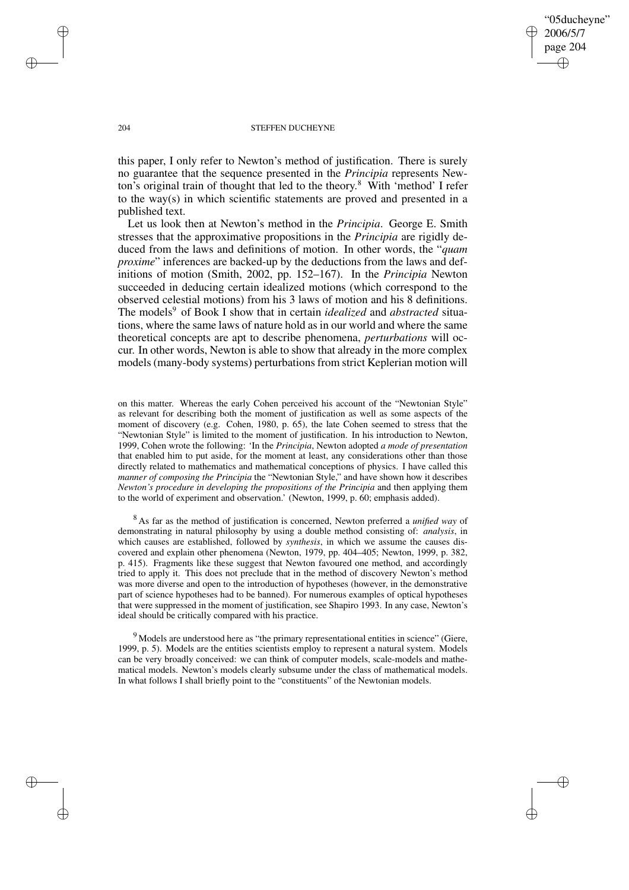this paper, I only refer to Newton's method of justification. There is surely no guarantee that the sequence presented in the *Principia* represents Newton's original train of thought that led to the theory.[8] With 'method' I refer to the way(s) in which scientific statements are proved and presented in a published text.

Let us look then at Newton's method in the *Principia*. George E. Smith stresses that the approximative propositions in the *Principia* are rigidly deduced from the laws and definitions of motion. In other words, the "*quam proxime*" inferences are backed-up by the deductions from the laws and definitions of motion (Smith, 2002, pp. 152–167). In the *Principia* Newton succeeded in deducing certain idealized motions (which correspond to the observed celestial motions) from his 3 laws of motion and his 8 definitions. The models[9] of Book I show that in certain *idealized* and *abstracted* situations, where the same laws of nature hold as in our world and where the same theoretical concepts are apt to describe phenomena, *perturbations* will occur. In other words, Newton is able to show that already in the more complex models (many-body systems) perturbations from strict Keplerian motion will

on this matter. Whereas the early Cohen perceived his account of the "Newtonian Style" as relevant for describing both the moment of justification as well as some aspects of the moment of discovery (e.g. Cohen, 1980, p. 65), the late Cohen seemed to stress that the "Newtonian Style" is limited to the moment of justification. In his introduction to Newton, 1999, Cohen wrote the following: 'In the *Principia*, Newton adopted *a mode of presentation* that enabled him to put aside, for the moment at least, any considerations other than those directly related to mathematics and mathematical conceptions of physics. I have called this *manner of composing the Principia* the "Newtonian Style," and have shown how it describes *Newton's procedure in developing the propositions of the Principia* and then applying them to the world of experiment and observation.' (Newton, 1999, p. 60; emphasis added).

[8] As far as the method of justification is concerned, Newton preferred a *unified way* of demonstrating in natural philosophy by using a double method consisting of: *analysis*, in which causes are established, followed by *synthesis*, in which we assume the causes discovered and explain other phenomena (Newton, 1979, pp. 404–405; Newton, 1999, p. 382, p. 415). Fragments like these suggest that Newton favoured one method, and accordingly tried to apply it. This does not preclude that in the method of discovery Newton's method was more diverse and open to the introduction of hypotheses (however, in the demonstrative part of science hypotheses had to be banned). For numerous examples of optical hypotheses that were suppressed in the moment of justification, see Shapiro 1993. In any case, Newton's ideal should be critically compared with his practice.

[9] Models are understood here as "the primary representational entities in science" (Giere, 1999, p. 5). Models are the entities scientists employ to represent a natural system. Models can be very broadly conceived: we can think of computer models, scale-models and mathematical models. Newton's models clearly subsume under the class of mathematical models. In what follows I shall briefly point to the "constituents" of the Newtonian models.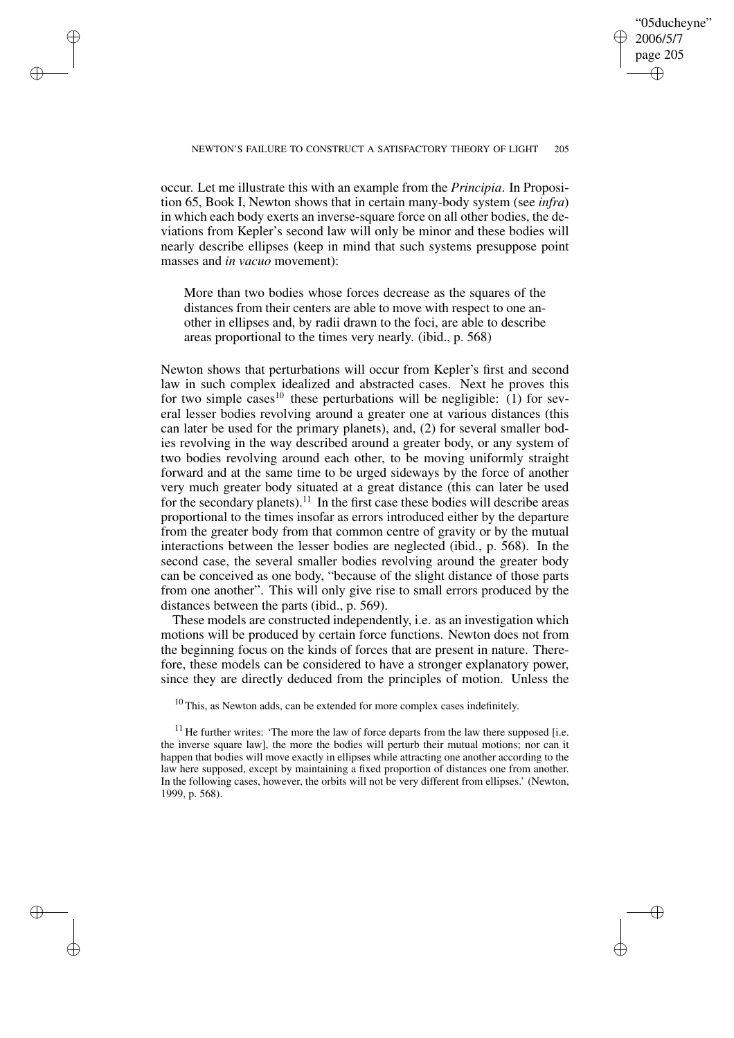occur. Let me illustrate this with an example from the *Principia*. In Proposition 65, Book I, Newton shows that in certain many-body system (see *infra*) in which each body exerts an inverse-square force on all other bodies, the deviations from Kepler's second law will only be minor and these bodies will nearly describe ellipses (keep in mind that such systems presuppose point masses and *in vacuo* movement):

> More than two bodies whose forces decrease as the squares of the distances from their centers are able to move with respect to one another in ellipses and, by radii drawn to the foci, are able to describe areas proportional to the times very nearly. (ibid., p. 568)

Newton shows that perturbations will occur from Kepler's first and second law in such complex idealized and abstracted cases. Next he proves this for two simple cases[10] these perturbations will be negligible: (1) for several lesser bodies revolving around a greater one at various distances (this can later be used for the primary planets), and, (2) for several smaller bodies revolving in the way described around a greater body, or any system of two bodies revolving around each other, to be moving uniformly straight forward and at the same time to be urged sideways by the force of another very much greater body situated at a great distance (this can later be used for the secondary planets).[11] In the first case these bodies will describe areas proportional to the times insofar as errors introduced either by the departure from the greater body from that common centre of gravity or by the mutual interactions between the lesser bodies are neglected (ibid., p. 568). In the second case, the several smaller bodies revolving around the greater body can be conceived as one body, "because of the slight distance of those parts from one another". This will only give rise to small errors produced by the distances between the parts (ibid., p. 569).

These models are constructed independently, i.e. as an investigation which motions will be produced by certain force functions. Newton does not from the beginning focus on the kinds of forces that are present in nature. Therefore, these models can be considered to have a stronger explanatory power, since they are directly deduced from the principles of motion. Unless the

[10] This, as Newton adds, can be extended for more complex cases indefinitely.

[11] He further writes: 'The more the law of force departs from the law there supposed [i.e. the inverse square law], the more the bodies will perturb their mutual motions; nor can it happen that bodies will move exactly in ellipses while attracting one another according to the law here supposed, except by maintaining a fixed proportion of distances one from another. In the following cases, however, the orbits will not be very different from ellipses.' (Newton, 1999, p. 568).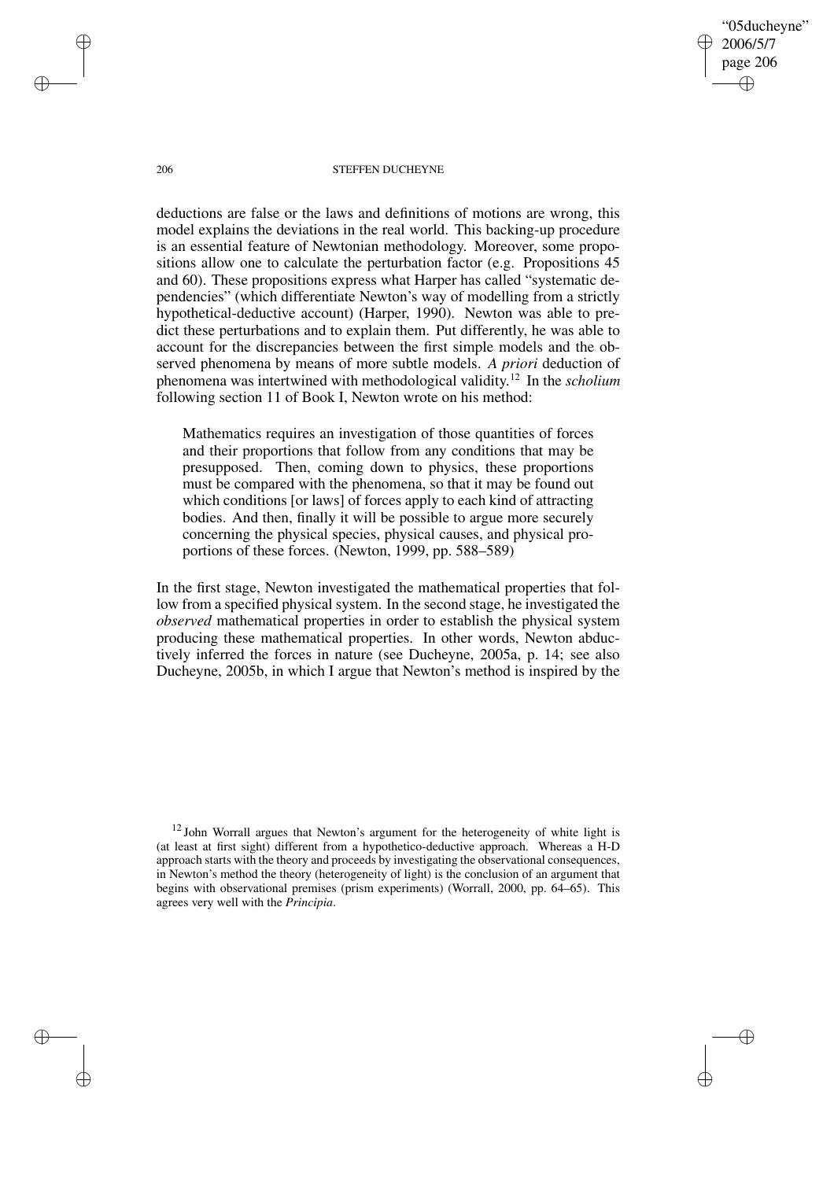deductions are false or the laws and definitions of motions are wrong, this model explains the deviations in the real world. This backing-up procedure is an essential feature of Newtonian methodology. Moreover, some propositions allow one to calculate the perturbation factor (e.g. Propositions 45 and 60). These propositions express what Harper has called "systematic dependencies" (which differentiate Newton's way of modelling from a strictly hypothetical-deductive account) (Harper, 1990). Newton was able to predict these perturbations and to explain them. Put differently, he was able to account for the discrepancies between the first simple models and the observed phenomena by means of more subtle models. *A priori* deduction of phenomena was intertwined with methodological validity.[12] In the *scholium* following section 11 of Book I, Newton wrote on his method:

> Mathematics requires an investigation of those quantities of forces and their proportions that follow from any conditions that may be presupposed. Then, coming down to physics, these proportions must be compared with the phenomena, so that it may be found out which conditions [or laws] of forces apply to each kind of attracting bodies. And then, finally it will be possible to argue more securely concerning the physical species, physical causes, and physical proportions of these forces. (Newton, 1999, pp. 588–589)

In the first stage, Newton investigated the mathematical properties that follow from a specified physical system. In the second stage, he investigated the *observed* mathematical properties in order to establish the physical system producing these mathematical properties. In other words, Newton abductively inferred the forces in nature (see Ducheyne, 2005a, p. 14; see also Ducheyne, 2005b, in which I argue that Newton's method is inspired by the

[12] John Worrall argues that Newton's argument for the heterogeneity of white light is (at least at first sight) different from a hypothetico-deductive approach. Whereas a H-D approach starts with the theory and proceeds by investigating the observational consequences, in Newton's method the theory (heterogeneity of light) is the conclusion of an argument that begins with observational premises (prism experiments) (Worrall, 2000, pp. 64–65). This agrees very well with the *Principia*.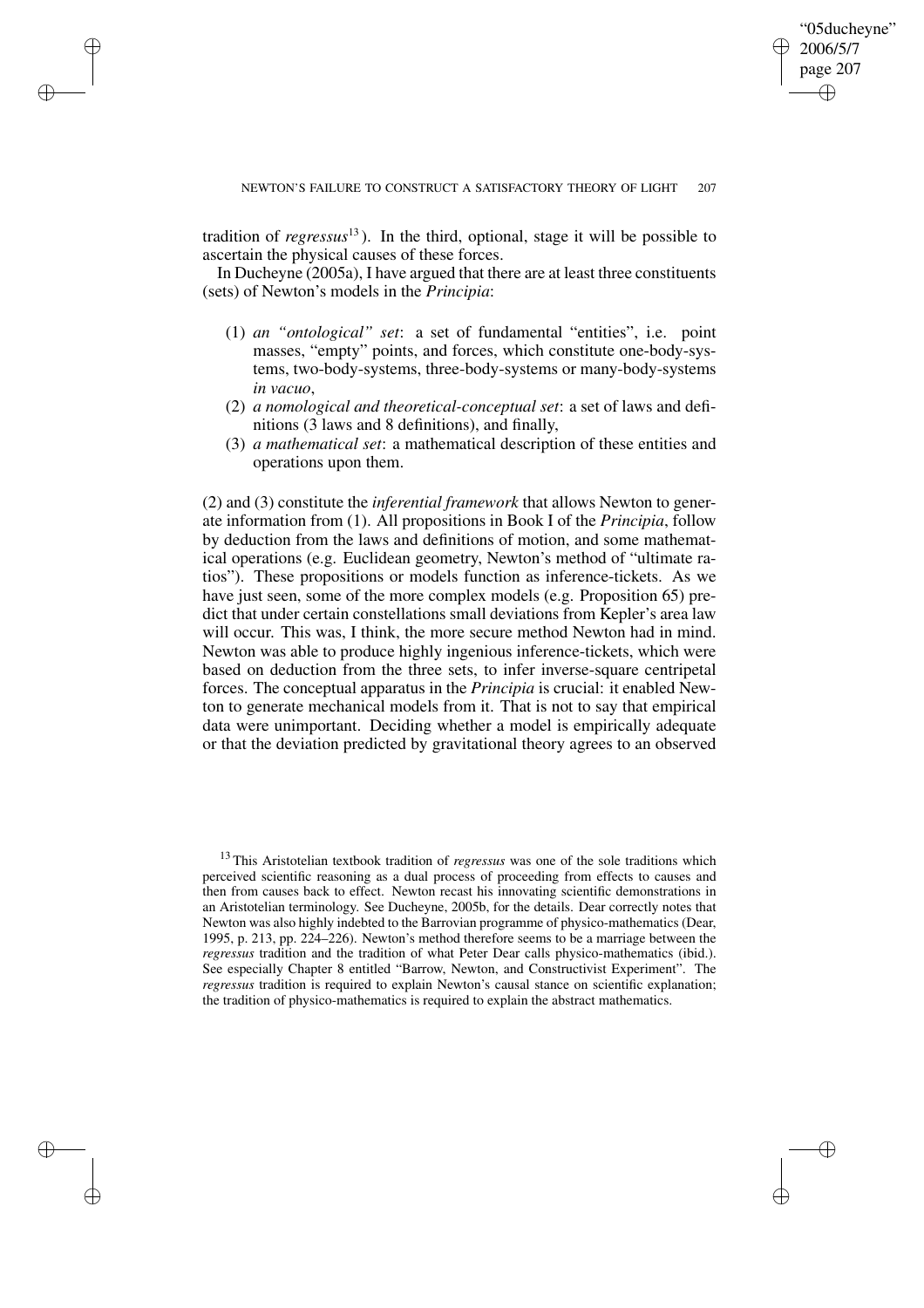tradition of *regressus*[13]). In the third, optional, stage it will be possible to ascertain the physical causes of these forces.

In Ducheyne (2005a), I have argued that there are at least three constituents (sets) of Newton's models in the *Principia*:

(1) *an "ontological" set*: a set of fundamental "entities", i.e. point masses, "empty" points, and forces, which constitute one-body-systems, two-body-systems, three-body-systems or many-body-systems *in vacuo*,
(2) *a nomological and theoretical-conceptual set*: a set of laws and definitions (3 laws and 8 definitions), and finally,
(3) *a mathematical set*: a mathematical description of these entities and operations upon them.

(2) and (3) constitute the *inferential framework* that allows Newton to generate information from (1). All propositions in Book I of the *Principia*, follow by deduction from the laws and definitions of motion, and some mathematical operations (e.g. Euclidean geometry, Newton's method of "ultimate ratios"). These propositions or models function as inference-tickets. As we have just seen, some of the more complex models (e.g. Proposition 65) predict that under certain constellations small deviations from Kepler's area law will occur. This was, I think, the more secure method Newton had in mind. Newton was able to produce highly ingenious inference-tickets, which were based on deduction from the three sets, to infer inverse-square centripetal forces. The conceptual apparatus in the *Principia* is crucial: it enabled Newton to generate mechanical models from it. That is not to say that empirical data were unimportant. Deciding whether a model is empirically adequate or that the deviation predicted by gravitational theory agrees to an observed

[13] This Aristotelian textbook tradition of *regressus* was one of the sole traditions which perceived scientific reasoning as a dual process of proceeding from effects to causes and then from causes back to effect. Newton recast his innovating scientific demonstrations in an Aristotelian terminology. See Ducheyne, 2005b, for the details. Dear correctly notes that Newton was also highly indebted to the Barrovian programme of physico-mathematics (Dear, 1995, p. 213, pp. 224–226). Newton's method therefore seems to be a marriage between the *regressus* tradition and the tradition of what Peter Dear calls physico-mathematics (ibid.). See especially Chapter 8 entitled "Barrow, Newton, and Constructivist Experiment". The *regressus* tradition is required to explain Newton's causal stance on scientific explanation; the tradition of physico-mathematics is required to explain the abstract mathematics.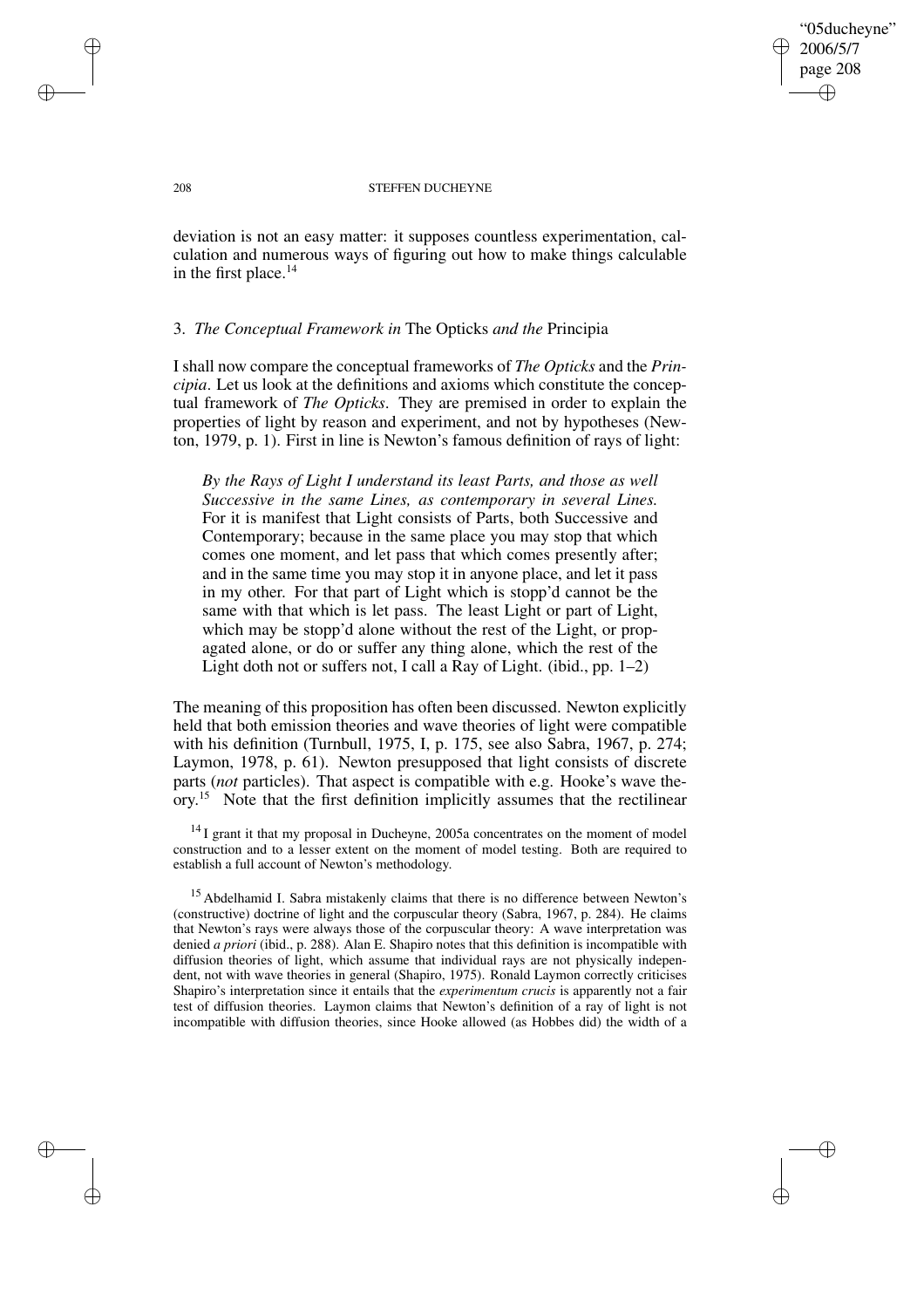deviation is not an easy matter: it supposes countless experimentation, calculation and numerous ways of figuring out how to make things calculable in the first place.[14]

### 3. *The Conceptual Framework in* The Opticks *and the* Principia

I shall now compare the conceptual frameworks of *The Opticks* and the *Principia*. Let us look at the definitions and axioms which constitute the conceptual framework of *The Opticks*. They are premised in order to explain the properties of light by reason and experiment, and not by hypotheses (Newton, 1979, p. 1). First in line is Newton's famous definition of rays of light:

> *By the Rays of Light I understand its least Parts, and those as well Successive in the same Lines, as contemporary in several Lines.* For it is manifest that Light consists of Parts, both Successive and Contemporary; because in the same place you may stop that which comes one moment, and let pass that which comes presently after; and in the same time you may stop it in anyone place, and let it pass in my other. For that part of Light which is stopp'd cannot be the same with that which is let pass. The least Light or part of Light, which may be stopp'd alone without the rest of the Light, or propagated alone, or do or suffer any thing alone, which the rest of the Light doth not or suffers not, I call a Ray of Light. (ibid., pp. 1–2)

The meaning of this proposition has often been discussed. Newton explicitly held that both emission theories and wave theories of light were compatible with his definition (Turnbull, 1975, I, p. 175, see also Sabra, 1967, p. 274; Laymon, 1978, p. 61). Newton presupposed that light consists of discrete parts (*not* particles). That aspect is compatible with e.g. Hooke's wave theory.[15] Note that the first definition implicitly assumes that the rectilinear

[14] I grant it that my proposal in Ducheyne, 2005a concentrates on the moment of model construction and to a lesser extent on the moment of model testing. Both are required to establish a full account of Newton's methodology.

[15] Abdelhamid I. Sabra mistakenly claims that there is no difference between Newton's (constructive) doctrine of light and the corpuscular theory (Sabra, 1967, p. 284). He claims that Newton's rays were always those of the corpuscular theory: A wave interpretation was denied *a priori* (ibid., p. 288). Alan E. Shapiro notes that this definition is incompatible with diffusion theories of light, which assume that individual rays are not physically independent, not with wave theories in general (Shapiro, 1975). Ronald Laymon correctly criticises Shapiro's interpretation since it entails that the *experimentum crucis* is apparently not a fair test of diffusion theories. Laymon claims that Newton's definition of a ray of light is not incompatible with diffusion theories, since Hooke allowed (as Hobbes did) the width of a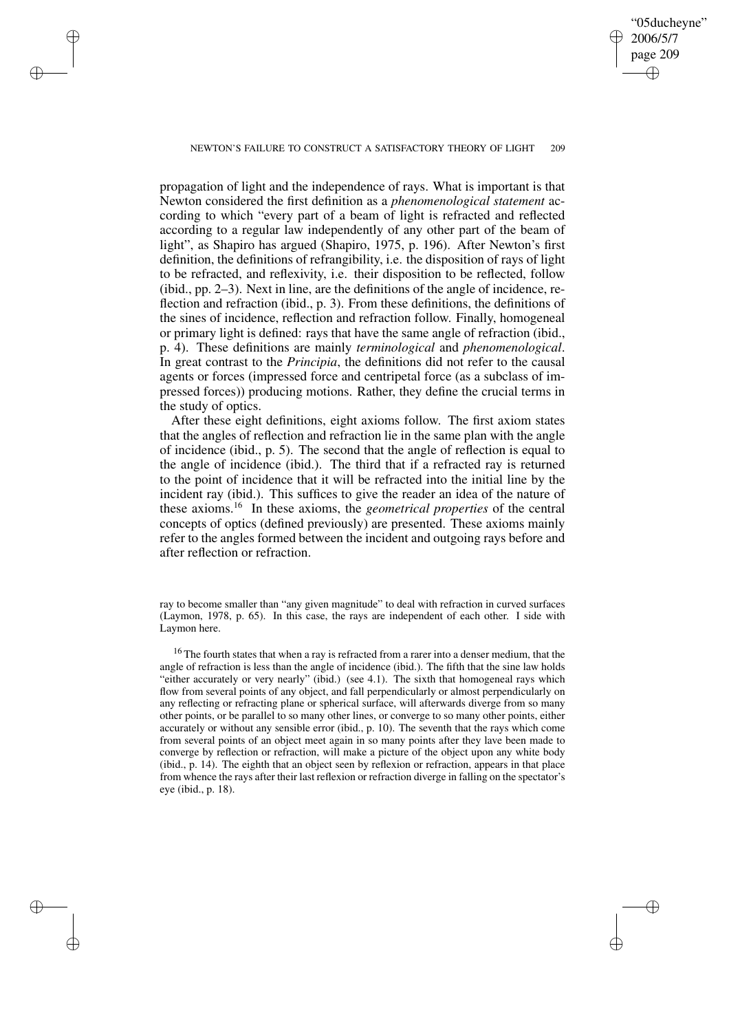propagation of light and the independence of rays. What is important is that Newton considered the first definition as a *phenomenological statement* according to which "every part of a beam of light is refracted and reflected according to a regular law independently of any other part of the beam of light", as Shapiro has argued (Shapiro, 1975, p. 196). After Newton's first definition, the definitions of refrangibility, i.e. the disposition of rays of light to be refracted, and reflexivity, i.e. their disposition to be reflected, follow (ibid., pp. 2–3). Next in line, are the definitions of the angle of incidence, reflection and refraction (ibid., p. 3). From these definitions, the definitions of the sines of incidence, reflection and refraction follow. Finally, homogeneal or primary light is defined: rays that have the same angle of refraction (ibid., p. 4). These definitions are mainly *terminological* and *phenomenological*. In great contrast to the *Principia*, the definitions did not refer to the causal agents or forces (impressed force and centripetal force (as a subclass of impressed forces)) producing motions. Rather, they define the crucial terms in the study of optics.

After these eight definitions, eight axioms follow. The first axiom states that the angles of reflection and refraction lie in the same plan with the angle of incidence (ibid., p. 5). The second that the angle of reflection is equal to the angle of incidence (ibid.). The third that if a refracted ray is returned to the point of incidence that it will be refracted into the initial line by the incident ray (ibid.). This suffices to give the reader an idea of the nature of these axioms.[16] In these axioms, the *geometrical properties* of the central concepts of optics (defined previously) are presented. These axioms mainly refer to the angles formed between the incident and outgoing rays before and after reflection or refraction.

ray to become smaller than "any given magnitude" to deal with refraction in curved surfaces (Laymon, 1978, p. 65). In this case, the rays are independent of each other. I side with Laymon here.

[16] The fourth states that when a ray is refracted from a rarer into a denser medium, that the angle of refraction is less than the angle of incidence (ibid.). The fifth that the sine law holds "either accurately or very nearly" (ibid.) (see 4.1). The sixth that homogeneal rays which flow from several points of any object, and fall perpendicularly or almost perpendicularly on any reflecting or refracting plane or spherical surface, will afterwards diverge from so many other points, or be parallel to so many other lines, or converge to so many other points, either accurately or without any sensible error (ibid., p. 10). The seventh that the rays which come from several points of an object meet again in so many points after they lave been made to converge by reflection or refraction, will make a picture of the object upon any white body (ibid., p. 14). The eighth that an object seen by reflexion or refraction, appears in that place from whence the rays after their last reflexion or refraction diverge in falling on the spectator's eye (ibid., p. 18).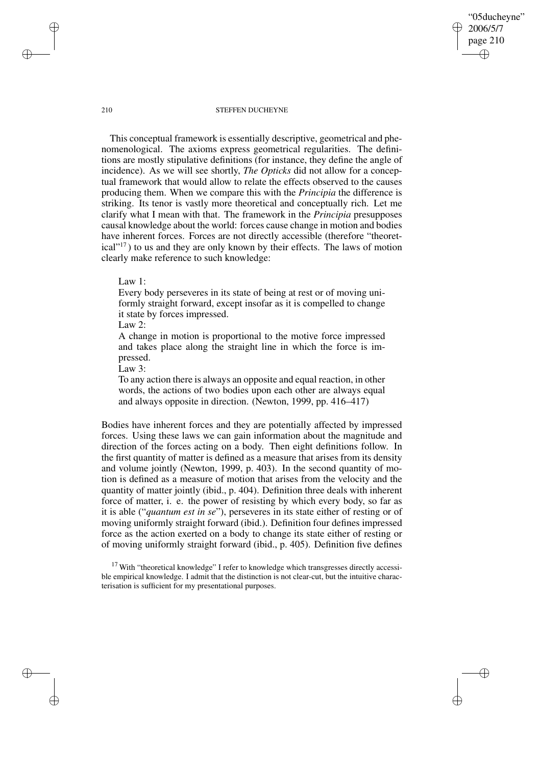This conceptual framework is essentially descriptive, geometrical and phenomenological. The axioms express geometrical regularities. The definitions are mostly stipulative definitions (for instance, they define the angle of incidence). As we will see shortly, *The Opticks* did not allow for a conceptual framework that would allow to relate the effects observed to the causes producing them. When we compare this with the *Principia* the difference is striking. Its tenor is vastly more theoretical and conceptually rich. Let me clarify what I mean with that. The framework in the *Principia* presupposes causal knowledge about the world: forces cause change in motion and bodies have inherent forces. Forces are not directly accessible (therefore "theoretical"[17]) to us and they are only known by their effects. The laws of motion clearly make reference to such knowledge:

> Law 1:
> Every body perseveres in its state of being at rest or of moving uniformly straight forward, except insofar as it is compelled to change it state by forces impressed.
> Law 2:
> A change in motion is proportional to the motive force impressed and takes place along the straight line in which the force is impressed.
> Law 3:
> To any action there is always an opposite and equal reaction, in other words, the actions of two bodies upon each other are always equal and always opposite in direction. (Newton, 1999, pp. 416–417)

Bodies have inherent forces and they are potentially affected by impressed forces. Using these laws we can gain information about the magnitude and direction of the forces acting on a body. Then eight definitions follow. In the first quantity of matter is defined as a measure that arises from its density and volume jointly (Newton, 1999, p. 403). In the second quantity of motion is defined as a measure of motion that arises from the velocity and the quantity of matter jointly (ibid., p. 404). Definition three deals with inherent force of matter, i. e. the power of resisting by which every body, so far as it is able ("*quantum est in se*"), perseveres in its state either of resting or of moving uniformly straight forward (ibid.). Definition four defines impressed force as the action exerted on a body to change its state either of resting or of moving uniformly straight forward (ibid., p. 405). Definition five defines

[17] With "theoretical knowledge" I refer to knowledge which transgresses directly accessible empirical knowledge. I admit that the distinction is not clear-cut, but the intuitive characterisation is sufficient for my presentational purposes.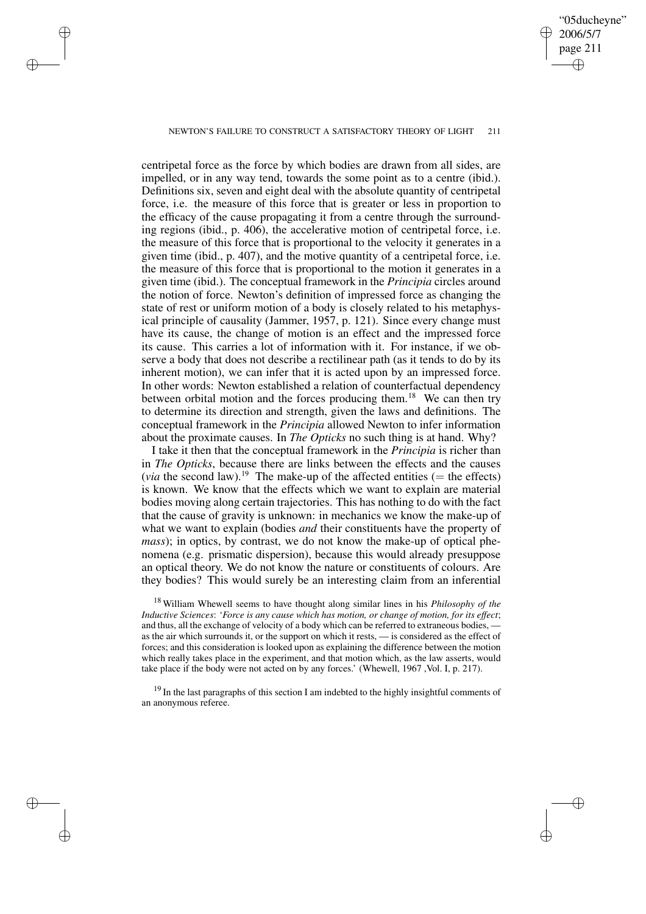centripetal force as the force by which bodies are drawn from all sides, are impelled, or in any way tend, towards the some point as to a centre (ibid.). Definitions six, seven and eight deal with the absolute quantity of centripetal force, i.e. the measure of this force that is greater or less in proportion to the efficacy of the cause propagating it from a centre through the surrounding regions (ibid., p. 406), the accelerative motion of centripetal force, i.e. the measure of this force that is proportional to the velocity it generates in a given time (ibid., p. 407), and the motive quantity of a centripetal force, i.e. the measure of this force that is proportional to the motion it generates in a given time (ibid.). The conceptual framework in the *Principia* circles around the notion of force. Newton's definition of impressed force as changing the state of rest or uniform motion of a body is closely related to his metaphysical principle of causality (Jammer, 1957, p. 121). Since every change must have its cause, the change of motion is an effect and the impressed force its cause. This carries a lot of information with it. For instance, if we observe a body that does not describe a rectilinear path (as it tends to do by its inherent motion), we can infer that it is acted upon by an impressed force. In other words: Newton established a relation of counterfactual dependency between orbital motion and the forces producing them.[18] We can then try to determine its direction and strength, given the laws and definitions. The conceptual framework in the *Principia* allowed Newton to infer information about the proximate causes. In *The Opticks* no such thing is at hand. Why?

I take it then that the conceptual framework in the *Principia* is richer than in *The Opticks*, because there are links between the effects and the causes (*via* the second law).[19] The make-up of the affected entities (= the effects) is known. We know that the effects which we want to explain are material bodies moving along certain trajectories. This has nothing to do with the fact that the cause of gravity is unknown: in mechanics we know the make-up of what we want to explain (bodies *and* their constituents have the property of *mass*); in optics, by contrast, we do not know the make-up of optical phenomena (e.g. prismatic dispersion), because this would already presuppose an optical theory. We do not know the nature or constituents of colours. Are they bodies? This would surely be an interesting claim from an inferential

[18] William Whewell seems to have thought along similar lines in his *Philosophy of the Inductive Sciences*: '*Force is any cause which has motion, or change of motion, for its effect*; and thus, all the exchange of velocity of a body which can be referred to extraneous bodies, — as the air which surrounds it, or the support on which it rests, — is considered as the effect of forces; and this consideration is looked upon as explaining the difference between the motion which really takes place in the experiment, and that motion which, as the law asserts, would take place if the body were not acted on by any forces.' (Whewell, 1967 ,Vol. I, p. 217).

[19] In the last paragraphs of this section I am indebted to the highly insightful comments of an anonymous referee.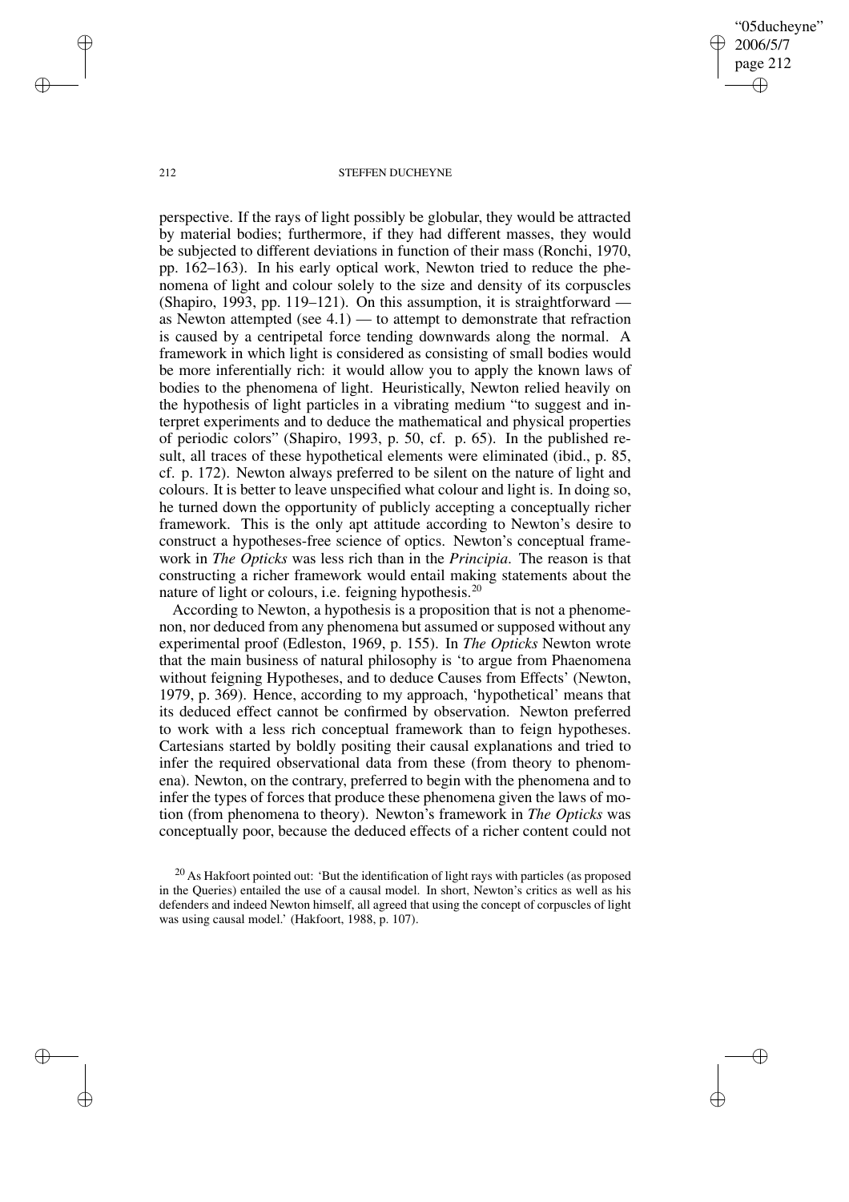perspective. If the rays of light possibly be globular, they would be attracted by material bodies; furthermore, if they had different masses, they would be subjected to different deviations in function of their mass (Ronchi, 1970, pp. 162–163). In his early optical work, Newton tried to reduce the phenomena of light and colour solely to the size and density of its corpuscles (Shapiro, 1993, pp. 119–121). On this assumption, it is straightforward — as Newton attempted (see 4.1) — to attempt to demonstrate that refraction is caused by a centripetal force tending downwards along the normal. A framework in which light is considered as consisting of small bodies would be more inferentially rich: it would allow you to apply the known laws of bodies to the phenomena of light. Heuristically, Newton relied heavily on the hypothesis of light particles in a vibrating medium "to suggest and interpret experiments and to deduce the mathematical and physical properties of periodic colors" (Shapiro, 1993, p. 50, cf. p. 65). In the published result, all traces of these hypothetical elements were eliminated (ibid., p. 85, cf. p. 172). Newton always preferred to be silent on the nature of light and colours. It is better to leave unspecified what colour and light is. In doing so, he turned down the opportunity of publicly accepting a conceptually richer framework. This is the only apt attitude according to Newton's desire to construct a hypotheses-free science of optics. Newton's conceptual framework in *The Opticks* was less rich than in the *Principia*. The reason is that constructing a richer framework would entail making statements about the nature of light or colours, i.e. feigning hypothesis.[20]

According to Newton, a hypothesis is a proposition that is not a phenomenon, nor deduced from any phenomena but assumed or supposed without any experimental proof (Edleston, 1969, p. 155). In *The Opticks* Newton wrote that the main business of natural philosophy is 'to argue from Phaenomena without feigning Hypotheses, and to deduce Causes from Effects' (Newton, 1979, p. 369). Hence, according to my approach, 'hypothetical' means that its deduced effect cannot be confirmed by observation. Newton preferred to work with a less rich conceptual framework than to feign hypotheses. Cartesians started by boldly positing their causal explanations and tried to infer the required observational data from these (from theory to phenomena). Newton, on the contrary, preferred to begin with the phenomena and to infer the types of forces that produce these phenomena given the laws of motion (from phenomena to theory). Newton's framework in *The Opticks* was conceptually poor, because the deduced effects of a richer content could not

[20] As Hakfoort pointed out: 'But the identification of light rays with particles (as proposed in the Queries) entailed the use of a causal model. In short, Newton's critics as well as his defenders and indeed Newton himself, all agreed that using the concept of corpuscles of light was using causal model.' (Hakfoort, 1988, p. 107).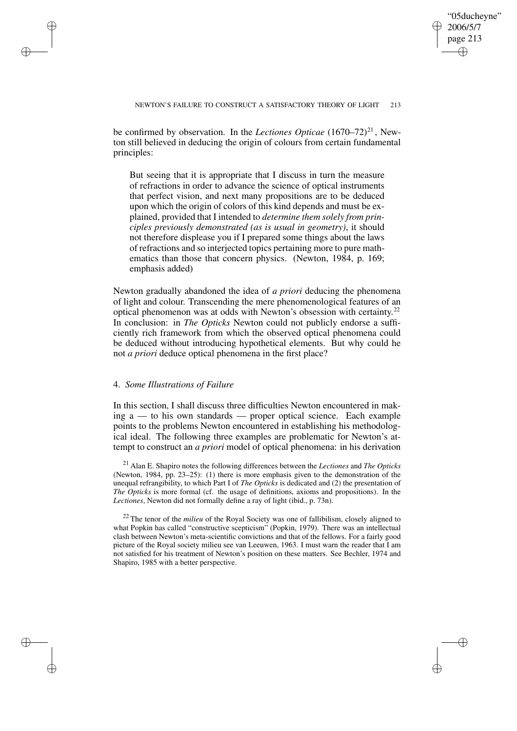be confirmed by observation. In the *Lectiones Opticae* (1670–72)[21], Newton still believed in deducing the origin of colours from certain fundamental principles:

> But seeing that it is appropriate that I discuss in turn the measure of refractions in order to advance the science of optical instruments that perfect vision, and next many propositions are to be deduced upon which the origin of colors of this kind depends and must be explained, provided that I intended to *determine them solely from principles previously demonstrated (as is usual in geometry)*, it should not therefore displease you if I prepared some things about the laws of refractions and so interjected topics pertaining more to pure mathematics than those that concern physics. (Newton, 1984, p. 169; emphasis added)

Newton gradually abandoned the idea of *a priori* deducing the phenomena of light and colour. Transcending the mere phenomenological features of an optical phenomenon was at odds with Newton's obsession with certainty.[22] In conclusion: in *The Opticks* Newton could not publicly endorse a sufficiently rich framework from which the observed optical phenomena could be deduced without introducing hypothetical elements. But why could he not *a priori* deduce optical phenomena in the first place?

## 4. *Some Illustrations of Failure*

In this section, I shall discuss three difficulties Newton encountered in making a — to his own standards — proper optical science. Each example points to the problems Newton encountered in establishing his methodological ideal. The following three examples are problematic for Newton's attempt to construct an *a priori* model of optical phenomena: in his derivation

[21] Alan E. Shapiro notes the following differences between the *Lectiones* and *The Opticks* (Newton, 1984, pp. 23–25): (1) there is more emphasis given to the demonstration of the unequal refrangibility, to which Part I of *The Opticks* is dedicated and (2) the presentation of *The Opticks* is more formal (cf. the usage of definitions, axioms and propositions). In the *Lectiones*, Newton did not formally define a ray of light (ibid., p. 73n).

[22] The tenor of the *milieu* of the Royal Society was one of fallibilism, closely aligned to what Popkin has called "constructive scepticism" (Popkin, 1979). There was an intellectual clash between Newton's meta-scientific convictions and that of the fellows. For a fairly good picture of the Royal society milieu see van Leeuwen, 1963. I must warn the reader that I am not satisfied for his treatment of Newton's position on these matters. See Bechler, 1974 and Shapiro, 1985 with a better perspective.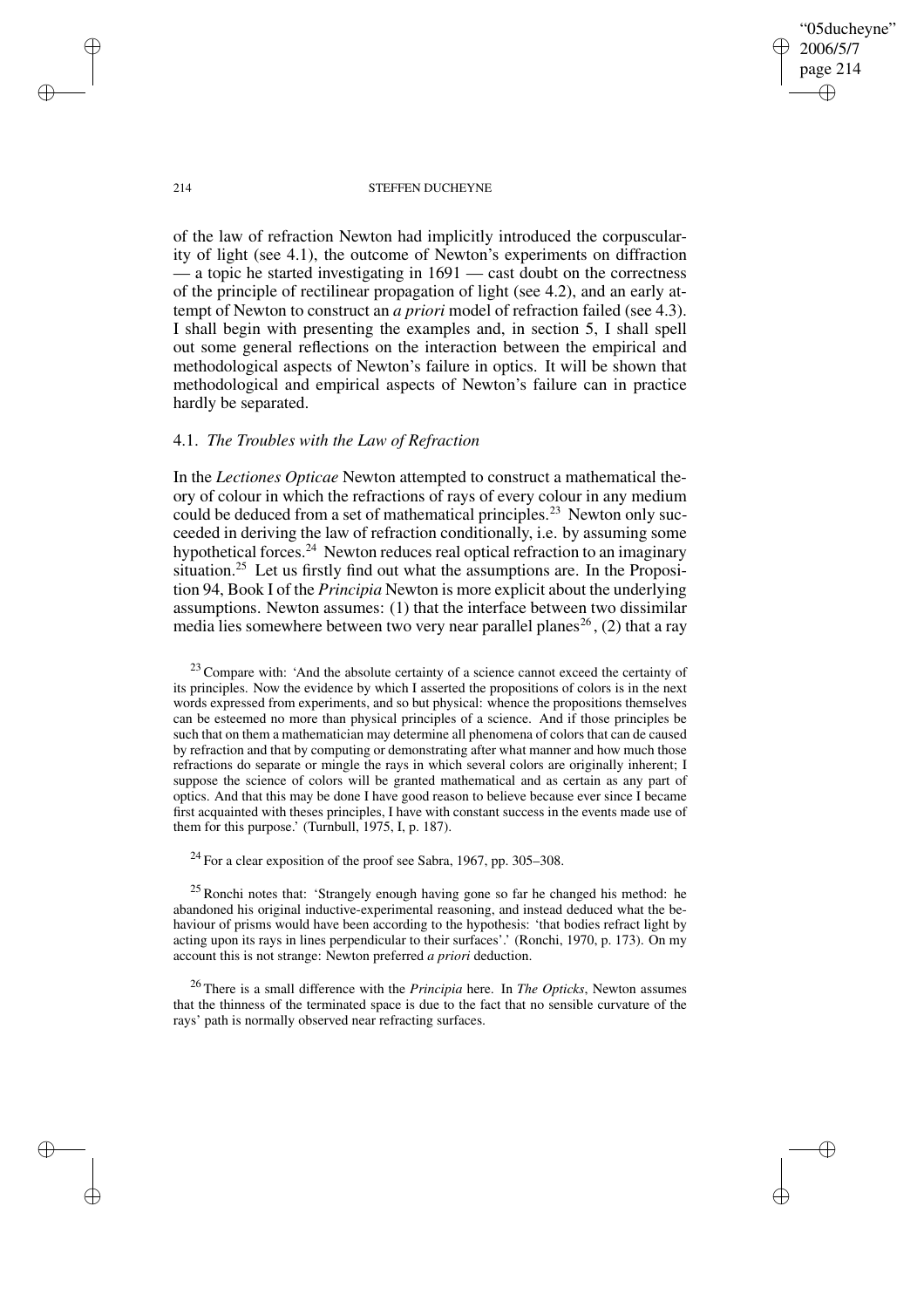of the law of refraction Newton had implicitly introduced the corpuscularity of light (see 4.1), the outcome of Newton's experiments on diffraction — a topic he started investigating in 1691 — cast doubt on the correctness of the principle of rectilinear propagation of light (see 4.2), and an early attempt of Newton to construct an *a priori* model of refraction failed (see 4.3). I shall begin with presenting the examples and, in section 5, I shall spell out some general reflections on the interaction between the empirical and methodological aspects of Newton's failure in optics. It will be shown that methodological and empirical aspects of Newton's failure can in practice hardly be separated.

### 4.1. *The Troubles with the Law of Refraction*

In the *Lectiones Opticae* Newton attempted to construct a mathematical theory of colour in which the refractions of rays of every colour in any medium could be deduced from a set of mathematical principles.[23] Newton only succeeded in deriving the law of refraction conditionally, i.e. by assuming some hypothetical forces.[24] Newton reduces real optical refraction to an imaginary situation.[25] Let us firstly find out what the assumptions are. In the Proposition 94, Book I of the *Principia* Newton is more explicit about the underlying assumptions. Newton assumes: (1) that the interface between two dissimilar media lies somewhere between two very near parallel planes[26], (2) that a ray

[23] Compare with: 'And the absolute certainty of a science cannot exceed the certainty of its principles. Now the evidence by which I asserted the propositions of colors is in the next words expressed from experiments, and so but physical: whence the propositions themselves can be esteemed no more than physical principles of a science. And if those principles be such that on them a mathematician may determine all phenomena of colors that can de caused by refraction and that by computing or demonstrating after what manner and how much those refractions do separate or mingle the rays in which several colors are originally inherent; I suppose the science of colors will be granted mathematical and as certain as any part of optics. And that this may be done I have good reason to believe because ever since I became first acquainted with theses principles, I have with constant success in the events made use of them for this purpose.' (Turnbull, 1975, I, p. 187).

[24] For a clear exposition of the proof see Sabra, 1967, pp. 305–308.

[25] Ronchi notes that: 'Strangely enough having gone so far he changed his method: he abandoned his original inductive-experimental reasoning, and instead deduced what the behaviour of prisms would have been according to the hypothesis: 'that bodies refract light by acting upon its rays in lines perpendicular to their surfaces'.' (Ronchi, 1970, p. 173). On my account this is not strange: Newton preferred *a priori* deduction.

[26] There is a small difference with the *Principia* here. In *The Opticks*, Newton assumes that the thinness of the terminated space is due to the fact that no sensible curvature of the rays' path is normally observed near refracting surfaces.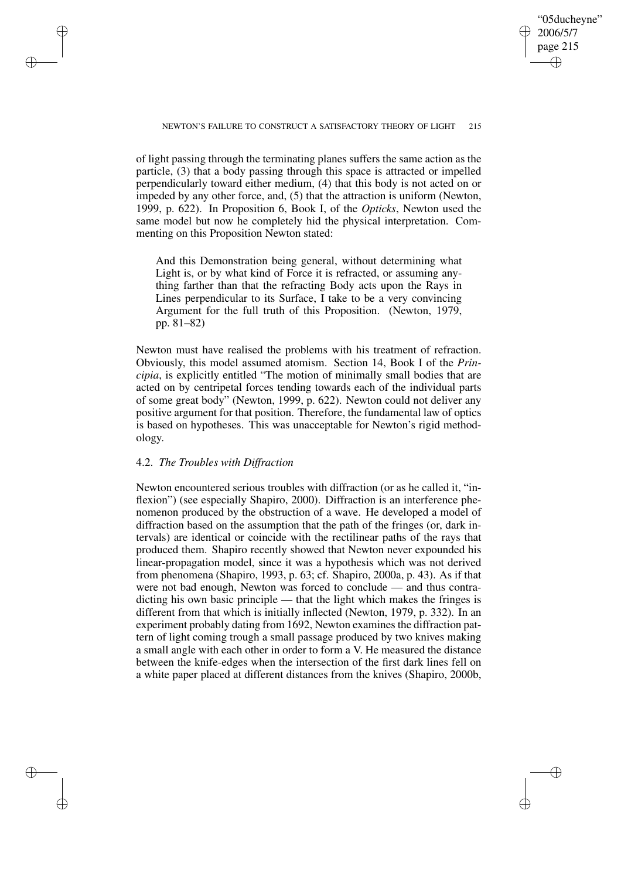of light passing through the terminating planes suffers the same action as the particle, (3) that a body passing through this space is attracted or impelled perpendicularly toward either medium, (4) that this body is not acted on or impeded by any other force, and, (5) that the attraction is uniform (Newton, 1999, p. 622). In Proposition 6, Book I, of the *Opticks*, Newton used the same model but now he completely hid the physical interpretation. Commenting on this Proposition Newton stated:

> And this Demonstration being general, without determining what Light is, or by what kind of Force it is refracted, or assuming anything farther than that the refracting Body acts upon the Rays in Lines perpendicular to its Surface, I take to be a very convincing Argument for the full truth of this Proposition. (Newton, 1979, pp. 81–82)

Newton must have realised the problems with his treatment of refraction. Obviously, this model assumed atomism. Section 14, Book I of the *Principia*, is explicitly entitled "The motion of minimally small bodies that are acted on by centripetal forces tending towards each of the individual parts of some great body" (Newton, 1999, p. 622). Newton could not deliver any positive argument for that position. Therefore, the fundamental law of optics is based on hypotheses. This was unacceptable for Newton's rigid methodology.

### 4.2. *The Troubles with Diffraction*

Newton encountered serious troubles with diffraction (or as he called it, "inflexion") (see especially Shapiro, 2000). Diffraction is an interference phenomenon produced by the obstruction of a wave. He developed a model of diffraction based on the assumption that the path of the fringes (or, dark intervals) are identical or coincide with the rectilinear paths of the rays that produced them. Shapiro recently showed that Newton never expounded his linear-propagation model, since it was a hypothesis which was not derived from phenomena (Shapiro, 1993, p. 63; cf. Shapiro, 2000a, p. 43). As if that were not bad enough, Newton was forced to conclude — and thus contradicting his own basic principle — that the light which makes the fringes is different from that which is initially inflected (Newton, 1979, p. 332). In an experiment probably dating from 1692, Newton examines the diffraction pattern of light coming trough a small passage produced by two knives making a small angle with each other in order to form a V. He measured the distance between the knife-edges when the intersection of the first dark lines fell on a white paper placed at different distances from the knives (Shapiro, 2000b,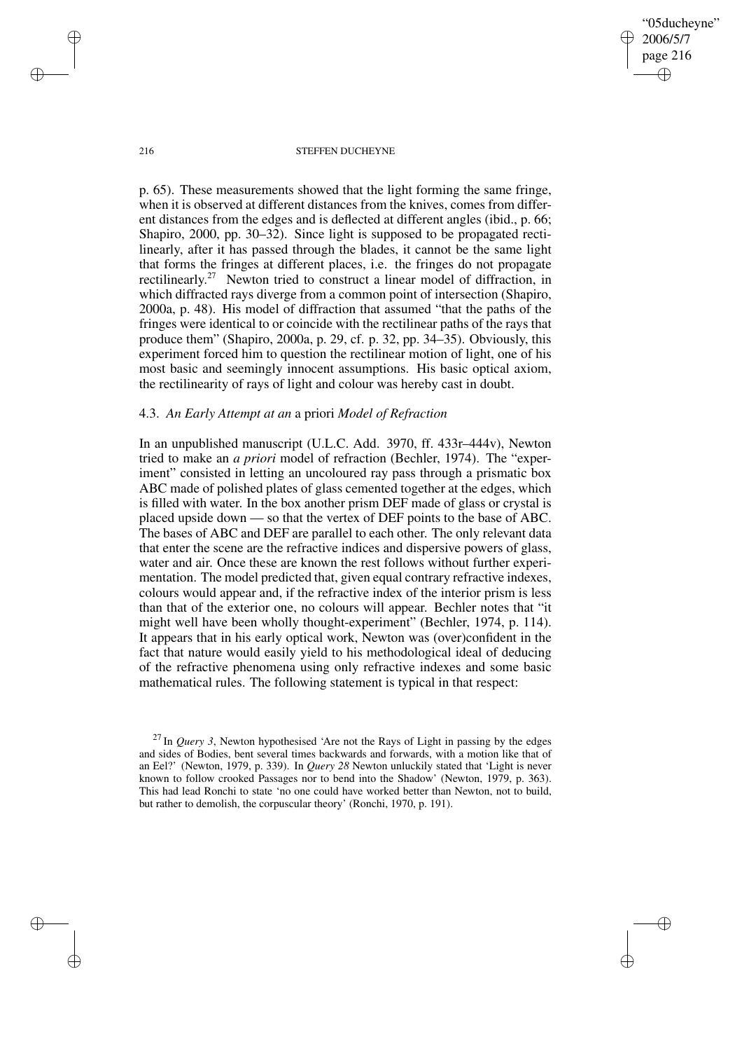p. 65). These measurements showed that the light forming the same fringe, when it is observed at different distances from the knives, comes from different distances from the edges and is deflected at different angles (ibid., p. 66; Shapiro, 2000, pp. 30–32). Since light is supposed to be propagated rectilinearly, after it has passed through the blades, it cannot be the same light that forms the fringes at different places, i.e. the fringes do not propagate rectilinearly.[27] Newton tried to construct a linear model of diffraction, in which diffracted rays diverge from a common point of intersection (Shapiro, 2000a, p. 48). His model of diffraction that assumed "that the paths of the fringes were identical to or coincide with the rectilinear paths of the rays that produce them" (Shapiro, 2000a, p. 29, cf. p. 32, pp. 34–35). Obviously, this experiment forced him to question the rectilinear motion of light, one of his most basic and seemingly innocent assumptions. His basic optical axiom, the rectilinearity of rays of light and colour was hereby cast in doubt.

### 4.3. *An Early Attempt at an* a priori *Model of Refraction*

In an unpublished manuscript (U.L.C. Add. 3970, ff. 433r–444v), Newton tried to make an *a priori* model of refraction (Bechler, 1974). The "experiment" consisted in letting an uncoloured ray pass through a prismatic box ABC made of polished plates of glass cemented together at the edges, which is filled with water. In the box another prism DEF made of glass or crystal is placed upside down — so that the vertex of DEF points to the base of ABC. The bases of ABC and DEF are parallel to each other. The only relevant data that enter the scene are the refractive indices and dispersive powers of glass, water and air. Once these are known the rest follows without further experimentation. The model predicted that, given equal contrary refractive indexes, colours would appear and, if the refractive index of the interior prism is less than that of the exterior one, no colours will appear. Bechler notes that "it might well have been wholly thought-experiment" (Bechler, 1974, p. 114). It appears that in his early optical work, Newton was (over)confident in the fact that nature would easily yield to his methodological ideal of deducing of the refractive phenomena using only refractive indexes and some basic mathematical rules. The following statement is typical in that respect:

---

[27] In *Query 3*, Newton hypothesised 'Are not the Rays of Light in passing by the edges and sides of Bodies, bent several times backwards and forwards, with a motion like that of an Eel?' (Newton, 1979, p. 339). In *Query 28* Newton unluckily stated that 'Light is never known to follow crooked Passages nor to bend into the Shadow' (Newton, 1979, p. 363). This had lead Ronchi to state 'no one could have worked better than Newton, not to build, but rather to demolish, the corpuscular theory' (Ronchi, 1970, p. 191).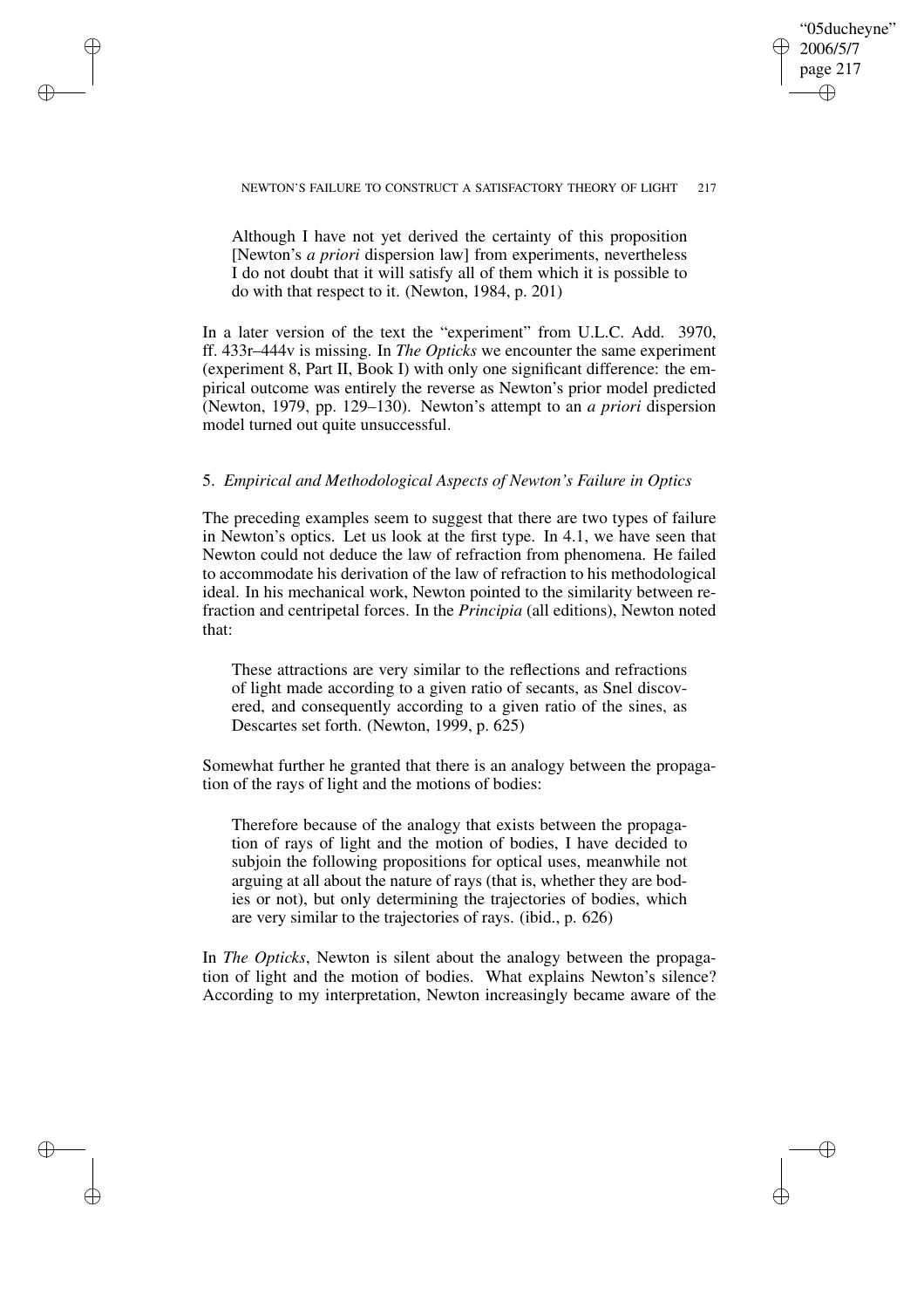> Although I have not yet derived the certainty of this proposition [Newton's *a priori* dispersion law] from experiments, nevertheless I do not doubt that it will satisfy all of them which it is possible to do with that respect to it. (Newton, 1984, p. 201)

In a later version of the text the "experiment" from U.L.C. Add. 3970, ff. 433r–444v is missing. In *The Opticks* we encounter the same experiment (experiment 8, Part II, Book I) with only one significant difference: the empirical outcome was entirely the reverse as Newton's prior model predicted (Newton, 1979, pp. 129–130). Newton's attempt to an *a priori* dispersion model turned out quite unsuccessful.

## 5. *Empirical and Methodological Aspects of Newton's Failure in Optics*

The preceding examples seem to suggest that there are two types of failure in Newton's optics. Let us look at the first type. In 4.1, we have seen that Newton could not deduce the law of refraction from phenomena. He failed to accommodate his derivation of the law of refraction to his methodological ideal. In his mechanical work, Newton pointed to the similarity between refraction and centripetal forces. In the *Principia* (all editions), Newton noted that:

> These attractions are very similar to the reflections and refractions of light made according to a given ratio of secants, as Snel discovered, and consequently according to a given ratio of the sines, as Descartes set forth. (Newton, 1999, p. 625)

Somewhat further he granted that there is an analogy between the propagation of the rays of light and the motions of bodies:

> Therefore because of the analogy that exists between the propagation of rays of light and the motion of bodies, I have decided to subjoin the following propositions for optical uses, meanwhile not arguing at all about the nature of rays (that is, whether they are bodies or not), but only determining the trajectories of bodies, which are very similar to the trajectories of rays. (ibid., p. 626)

In *The Opticks*, Newton is silent about the analogy between the propagation of light and the motion of bodies. What explains Newton's silence? According to my interpretation, Newton increasingly became aware of the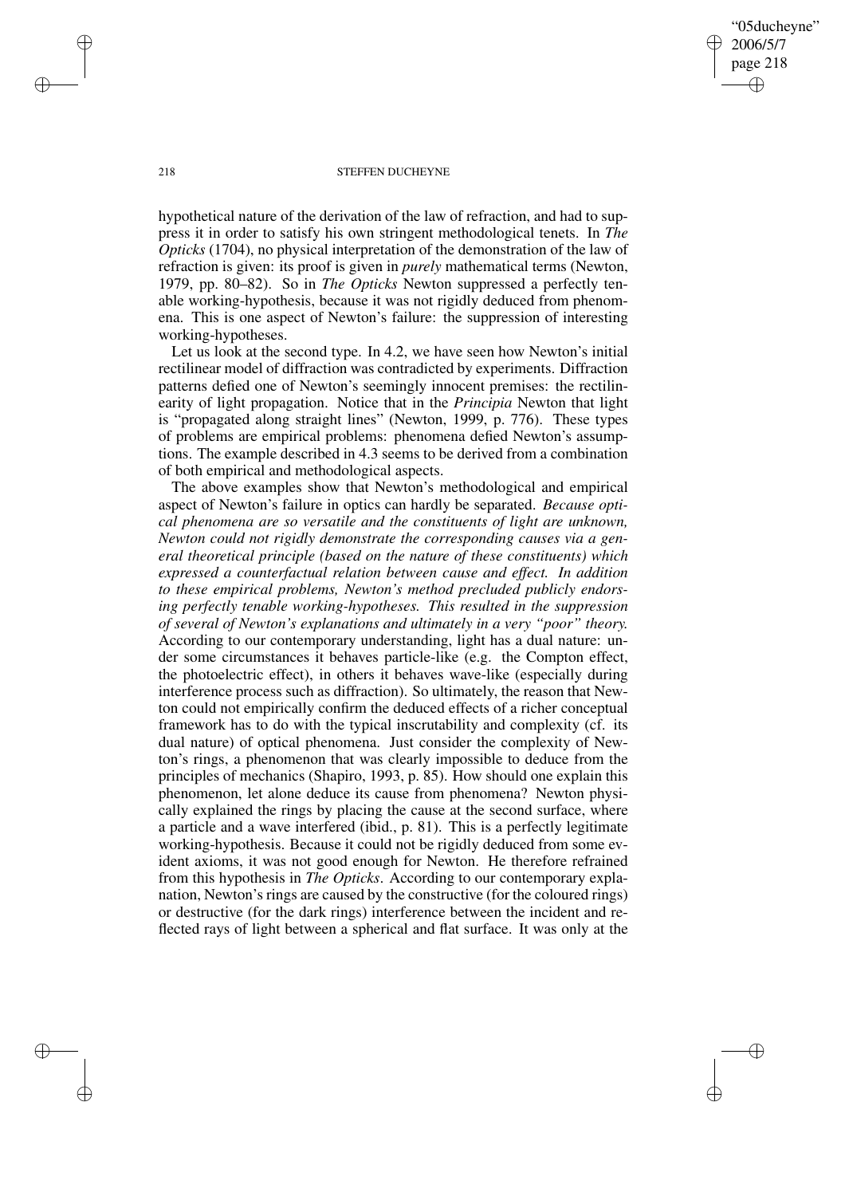hypothetical nature of the derivation of the law of refraction, and had to suppress it in order to satisfy his own stringent methodological tenets. In *The Opticks* (1704), no physical interpretation of the demonstration of the law of refraction is given: its proof is given in *purely* mathematical terms (Newton, 1979, pp. 80–82). So in *The Opticks* Newton suppressed a perfectly tenable working-hypothesis, because it was not rigidly deduced from phenomena. This is one aspect of Newton's failure: the suppression of interesting working-hypotheses.

Let us look at the second type. In 4.2, we have seen how Newton's initial rectilinear model of diffraction was contradicted by experiments. Diffraction patterns defied one of Newton's seemingly innocent premises: the rectilinearity of light propagation. Notice that in the *Principia* Newton that light is "propagated along straight lines" (Newton, 1999, p. 776). These types of problems are empirical problems: phenomena defied Newton's assumptions. The example described in 4.3 seems to be derived from a combination of both empirical and methodological aspects.

The above examples show that Newton's methodological and empirical aspect of Newton's failure in optics can hardly be separated. *Because optical phenomena are so versatile and the constituents of light are unknown, Newton could not rigidly demonstrate the corresponding causes via a general theoretical principle (based on the nature of these constituents) which expressed a counterfactual relation between cause and effect. In addition to these empirical problems, Newton's method precluded publicly endorsing perfectly tenable working-hypotheses. This resulted in the suppression of several of Newton's explanations and ultimately in a very "poor" theory.* According to our contemporary understanding, light has a dual nature: under some circumstances it behaves particle-like (e.g. the Compton effect, the photoelectric effect), in others it behaves wave-like (especially during interference process such as diffraction). So ultimately, the reason that Newton could not empirically confirm the deduced effects of a richer conceptual framework has to do with the typical inscrutability and complexity (cf. its dual nature) of optical phenomena. Just consider the complexity of Newton's rings, a phenomenon that was clearly impossible to deduce from the principles of mechanics (Shapiro, 1993, p. 85). How should one explain this phenomenon, let alone deduce its cause from phenomena? Newton physically explained the rings by placing the cause at the second surface, where a particle and a wave interfered (ibid., p. 81). This is a perfectly legitimate working-hypothesis. Because it could not be rigidly deduced from some evident axioms, it was not good enough for Newton. He therefore refrained from this hypothesis in *The Opticks*. According to our contemporary explanation, Newton's rings are caused by the constructive (for the coloured rings) or destructive (for the dark rings) interference between the incident and reflected rays of light between a spherical and flat surface. It was only at the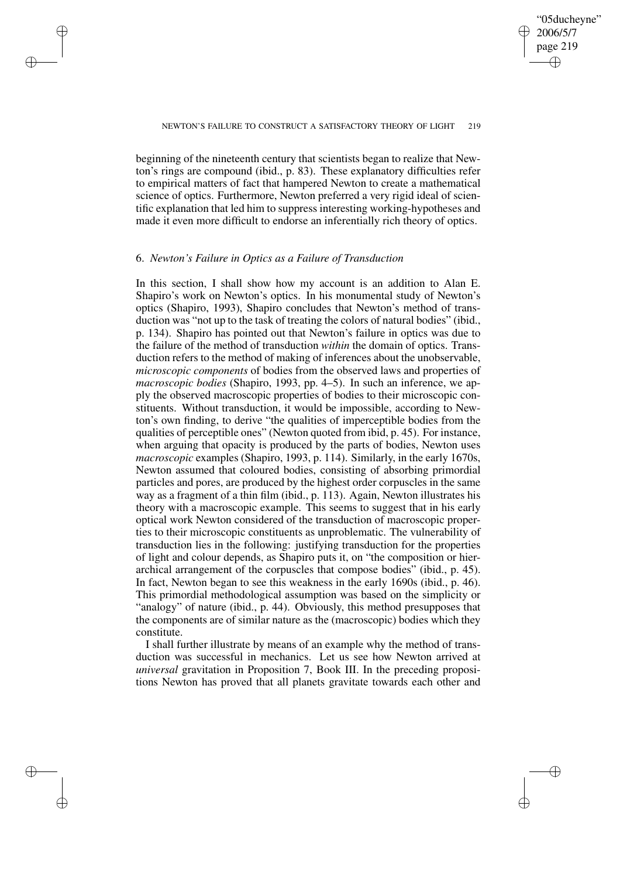beginning of the nineteenth century that scientists began to realize that Newton's rings are compound (ibid., p. 83). These explanatory difficulties refer to empirical matters of fact that hampered Newton to create a mathematical science of optics. Furthermore, Newton preferred a very rigid ideal of scientific explanation that led him to suppress interesting working-hypotheses and made it even more difficult to endorse an inferentially rich theory of optics.

## 6. *Newton's Failure in Optics as a Failure of Transduction*

In this section, I shall show how my account is an addition to Alan E. Shapiro's work on Newton's optics. In his monumental study of Newton's optics (Shapiro, 1993), Shapiro concludes that Newton's method of transduction was "not up to the task of treating the colors of natural bodies" (ibid., p. 134). Shapiro has pointed out that Newton's failure in optics was due to the failure of the method of transduction *within* the domain of optics. Transduction refers to the method of making of inferences about the unobservable, *microscopic components* of bodies from the observed laws and properties of *macroscopic bodies* (Shapiro, 1993, pp. 4–5). In such an inference, we apply the observed macroscopic properties of bodies to their microscopic constituents. Without transduction, it would be impossible, according to Newton's own finding, to derive "the qualities of imperceptible bodies from the qualities of perceptible ones" (Newton quoted from ibid, p. 45). For instance, when arguing that opacity is produced by the parts of bodies, Newton uses *macroscopic* examples (Shapiro, 1993, p. 114). Similarly, in the early 1670s, Newton assumed that coloured bodies, consisting of absorbing primordial particles and pores, are produced by the highest order corpuscles in the same way as a fragment of a thin film (ibid., p. 113). Again, Newton illustrates his theory with a macroscopic example. This seems to suggest that in his early optical work Newton considered of the transduction of macroscopic properties to their microscopic constituents as unproblematic. The vulnerability of transduction lies in the following: justifying transduction for the properties of light and colour depends, as Shapiro puts it, on "the composition or hierarchical arrangement of the corpuscles that compose bodies" (ibid., p. 45). In fact, Newton began to see this weakness in the early 1690s (ibid., p. 46). This primordial methodological assumption was based on the simplicity or "analogy" of nature (ibid., p. 44). Obviously, this method presupposes that the components are of similar nature as the (macroscopic) bodies which they constitute.

I shall further illustrate by means of an example why the method of transduction was successful in mechanics. Let us see how Newton arrived at *universal* gravitation in Proposition 7, Book III. In the preceding propositions Newton has proved that all planets gravitate towards each other and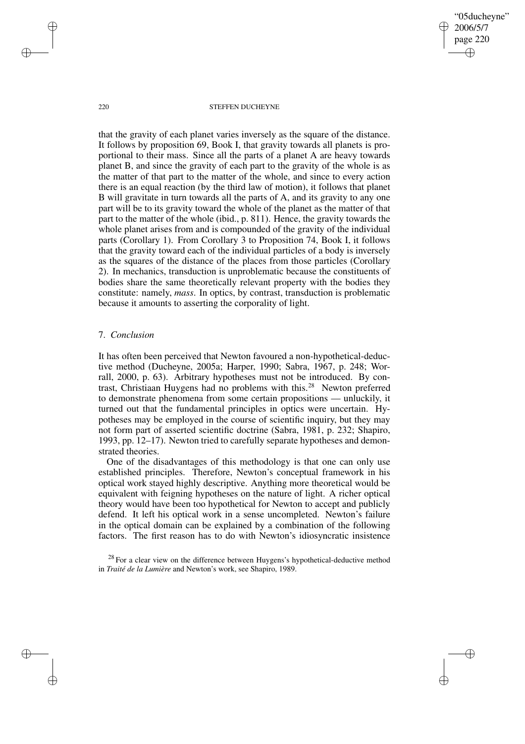that the gravity of each planet varies inversely as the square of the distance. It follows by proposition 69, Book I, that gravity towards all planets is proportional to their mass. Since all the parts of a planet A are heavy towards planet B, and since the gravity of each part to the gravity of the whole is as the matter of that part to the matter of the whole, and since to every action there is an equal reaction (by the third law of motion), it follows that planet B will gravitate in turn towards all the parts of A, and its gravity to any one part will be to its gravity toward the whole of the planet as the matter of that part to the matter of the whole (ibid., p. 811). Hence, the gravity towards the whole planet arises from and is compounded of the gravity of the individual parts (Corollary 1). From Corollary 3 to Proposition 74, Book I, it follows that the gravity toward each of the individual particles of a body is inversely as the squares of the distance of the places from those particles (Corollary 2). In mechanics, transduction is unproblematic because the constituents of bodies share the same theoretically relevant property with the bodies they constitute: namely, *mass*. In optics, by contrast, transduction is problematic because it amounts to asserting the corporality of light.

## 7. *Conclusion*

It has often been perceived that Newton favoured a non-hypothetical-deductive method (Ducheyne, 2005a; Harper, 1990; Sabra, 1967, p. 248; Worrall, 2000, p. 63). Arbitrary hypotheses must not be introduced. By contrast, Christiaan Huygens had no problems with this.[28] Newton preferred to demonstrate phenomena from some certain propositions — unluckily, it turned out that the fundamental principles in optics were uncertain. Hypotheses may be employed in the course of scientific inquiry, but they may not form part of asserted scientific doctrine (Sabra, 1981, p. 232; Shapiro, 1993, pp. 12–17). Newton tried to carefully separate hypotheses and demonstrated theories.

One of the disadvantages of this methodology is that one can only use established principles. Therefore, Newton's conceptual framework in his optical work stayed highly descriptive. Anything more theoretical would be equivalent with feigning hypotheses on the nature of light. A richer optical theory would have been too hypothetical for Newton to accept and publicly defend. It left his optical work in a sense uncompleted. Newton's failure in the optical domain can be explained by a combination of the following factors. The first reason has to do with Newton's idiosyncratic insistence

[28] For a clear view on the difference between Huygens's hypothetical-deductive method in *Traité de la Lumière* and Newton's work, see Shapiro, 1989.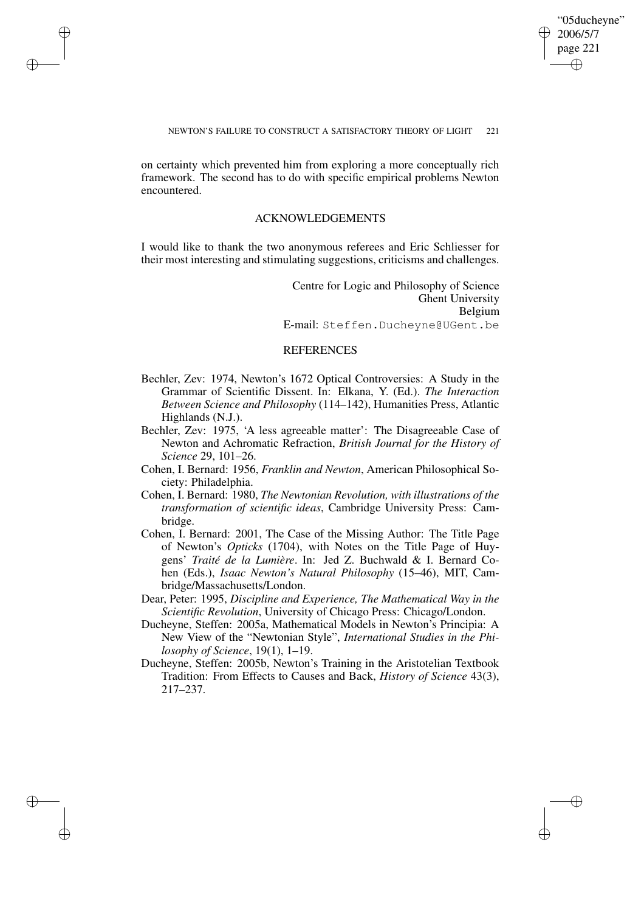on certainty which prevented him from exploring a more conceptually rich framework. The second has to do with specific empirical problems Newton encountered.

## ACKNOWLEDGEMENTS

I would like to thank the two anonymous referees and Eric Schliesser for their most interesting and stimulating suggestions, criticisms and challenges.

Centre for Logic and Philosophy of Science
Ghent University
Belgium
E-mail: Steffen.Ducheyne@UGent.be

## REFERENCES

- Bechler, Zev: 1974, Newton's 1672 Optical Controversies: A Study in the Grammar of Scientific Dissent. In: Elkana, Y. (Ed.). *The Interaction Between Science and Philosophy* (114–142), Humanities Press, Atlantic Highlands (N.J.).
- Bechler, Zev: 1975, 'A less agreeable matter': The Disagreeable Case of Newton and Achromatic Refraction, *British Journal for the History of Science* 29, 101–26.
- Cohen, I. Bernard: 1956, *Franklin and Newton*, American Philosophical Society: Philadelphia.
- Cohen, I. Bernard: 1980, *The Newtonian Revolution, with illustrations of the transformation of scientific ideas*, Cambridge University Press: Cambridge.
- Cohen, I. Bernard: 2001, The Case of the Missing Author: The Title Page of Newton's *Opticks* (1704), with Notes on the Title Page of Huygens' *Traité de la Lumière*. In: Jed Z. Buchwald & I. Bernard Cohen (Eds.), *Isaac Newton's Natural Philosophy* (15–46), MIT, Cambridge/Massachusetts/London.
- Dear, Peter: 1995, *Discipline and Experience, The Mathematical Way in the Scientific Revolution*, University of Chicago Press: Chicago/London.
- Ducheyne, Steffen: 2005a, Mathematical Models in Newton's Principia: A New View of the "Newtonian Style", *International Studies in the Philosophy of Science*, 19(1), 1–19.
- Ducheyne, Steffen: 2005b, Newton's Training in the Aristotelian Textbook Tradition: From Effects to Causes and Back, *History of Science* 43(3), 217–237.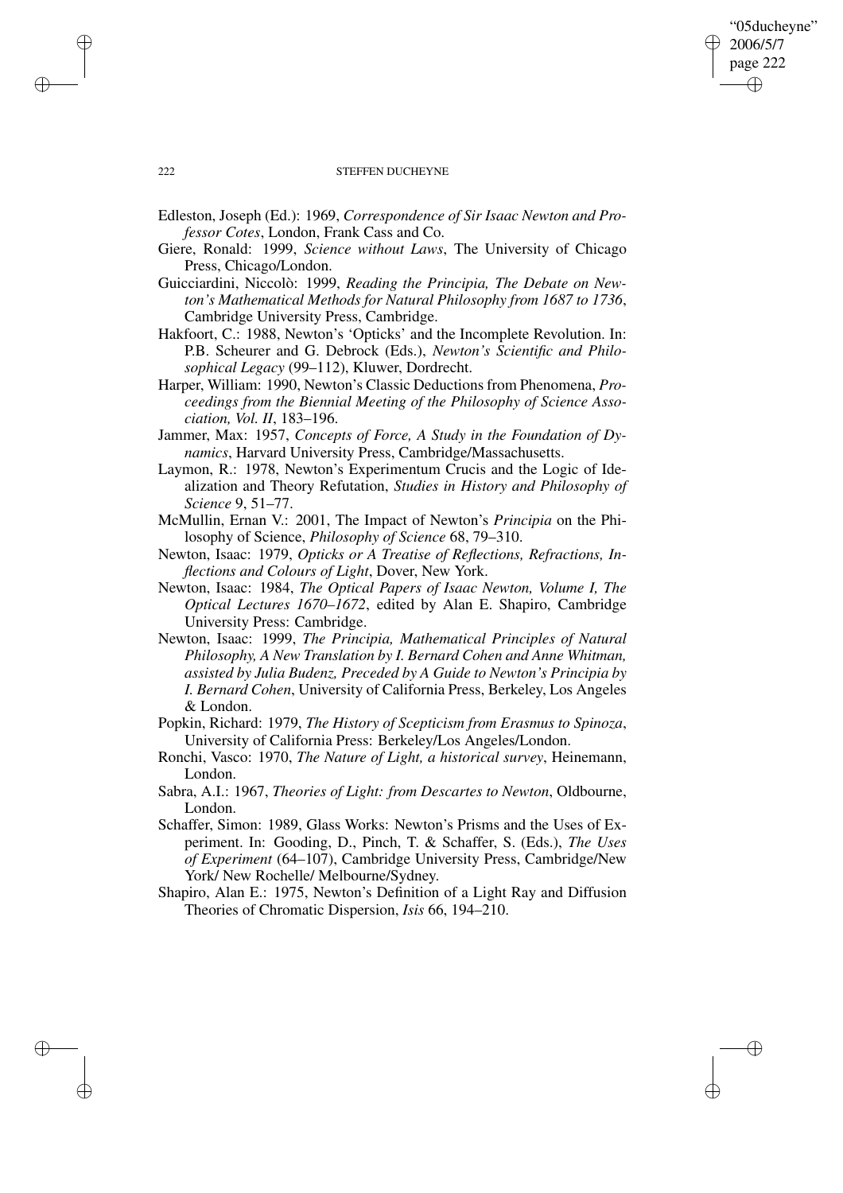Edleston, Joseph (Ed.): 1969, *Correspondence of Sir Isaac Newton and Professor Cotes*, London, Frank Cass and Co.

Giere, Ronald: 1999, *Science without Laws*, The University of Chicago Press, Chicago/London.

Guicciardini, Niccolò: 1999, *Reading the Principia, The Debate on Newton's Mathematical Methods for Natural Philosophy from 1687 to 1736*, Cambridge University Press, Cambridge.

Hakfoort, C.: 1988, Newton's 'Opticks' and the Incomplete Revolution. In: P.B. Scheurer and G. Debrock (Eds.), *Newton's Scientific and Philosophical Legacy* (99–112), Kluwer, Dordrecht.

Harper, William: 1990, Newton's Classic Deductions from Phenomena, *Proceedings from the Biennial Meeting of the Philosophy of Science Association, Vol. II*, 183–196.

Jammer, Max: 1957, *Concepts of Force, A Study in the Foundation of Dynamics*, Harvard University Press, Cambridge/Massachusetts.

Laymon, R.: 1978, Newton's Experimentum Crucis and the Logic of Idealization and Theory Refutation, *Studies in History and Philosophy of Science* 9, 51–77.

McMullin, Ernan V.: 2001, The Impact of Newton's *Principia* on the Philosophy of Science, *Philosophy of Science* 68, 79–310.

Newton, Isaac: 1979, *Opticks or A Treatise of Reflections, Refractions, Inflections and Colours of Light*, Dover, New York.

Newton, Isaac: 1984, *The Optical Papers of Isaac Newton, Volume I, The Optical Lectures 1670–1672*, edited by Alan E. Shapiro, Cambridge University Press: Cambridge.

Newton, Isaac: 1999, *The Principia, Mathematical Principles of Natural Philosophy, A New Translation by I. Bernard Cohen and Anne Whitman, assisted by Julia Budenz, Preceded by A Guide to Newton's Principia by I. Bernard Cohen*, University of California Press, Berkeley, Los Angeles & London.

Popkin, Richard: 1979, *The History of Scepticism from Erasmus to Spinoza*, University of California Press: Berkeley/Los Angeles/London.

Ronchi, Vasco: 1970, *The Nature of Light, a historical survey*, Heinemann, London.

Sabra, A.I.: 1967, *Theories of Light: from Descartes to Newton*, Oldbourne, London.

Schaffer, Simon: 1989, Glass Works: Newton's Prisms and the Uses of Experiment. In: Gooding, D., Pinch, T. & Schaffer, S. (Eds.), *The Uses of Experiment* (64–107), Cambridge University Press, Cambridge/New York/ New Rochelle/ Melbourne/Sydney.

Shapiro, Alan E.: 1975, Newton's Definition of a Light Ray and Diffusion Theories of Chromatic Dispersion, *Isis* 66, 194–210.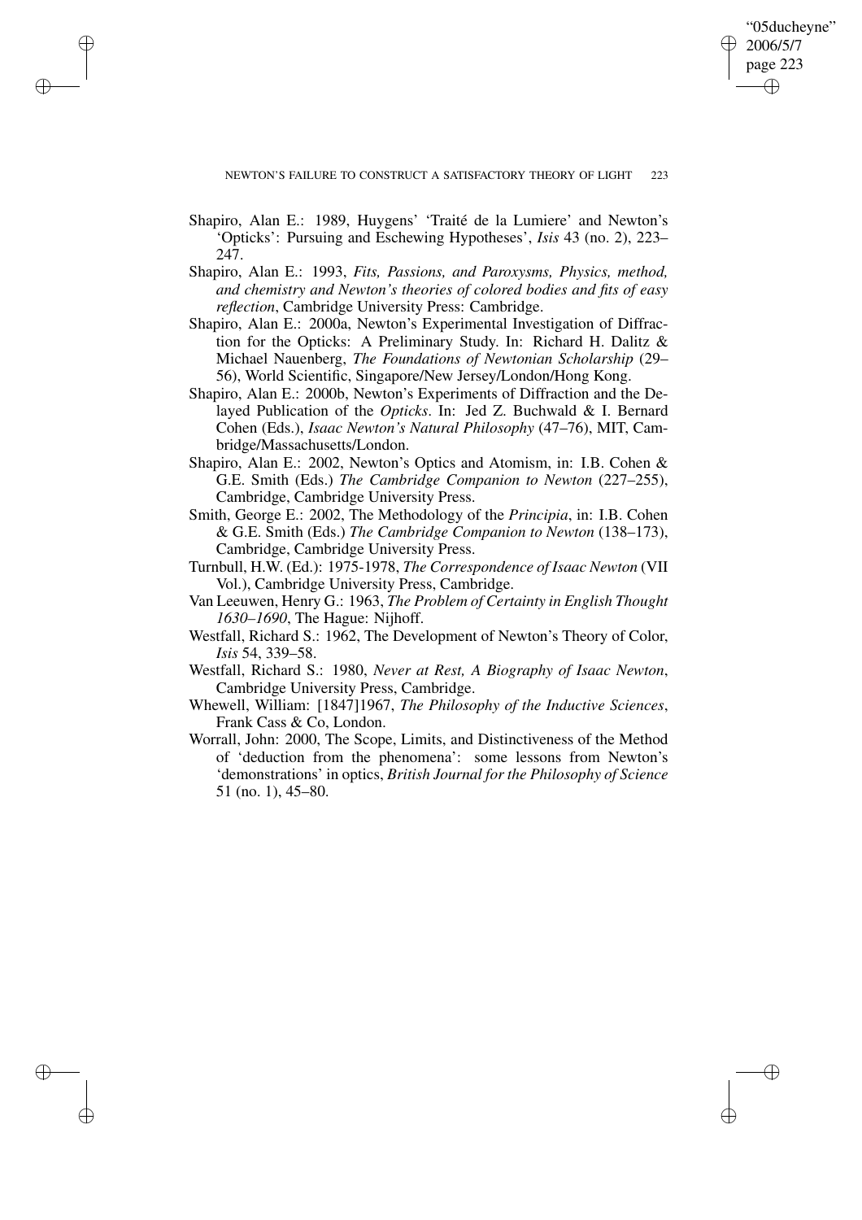Shapiro, Alan E.: 1989, Huygens' 'Traité de la Lumiere' and Newton's 'Opticks': Pursuing and Eschewing Hypotheses', *Isis* 43 (no. 2), 223–247.

Shapiro, Alan E.: 1993, *Fits, Passions, and Paroxysms, Physics, method, and chemistry and Newton's theories of colored bodies and fits of easy reflection*, Cambridge University Press: Cambridge.

Shapiro, Alan E.: 2000a, Newton's Experimental Investigation of Diffraction for the Opticks: A Preliminary Study. In: Richard H. Dalitz & Michael Nauenberg, *The Foundations of Newtonian Scholarship* (29–56), World Scientific, Singapore/New Jersey/London/Hong Kong.

Shapiro, Alan E.: 2000b, Newton's Experiments of Diffraction and the Delayed Publication of the *Opticks*. In: Jed Z. Buchwald & I. Bernard Cohen (Eds.), *Isaac Newton's Natural Philosophy* (47–76), MIT, Cambridge/Massachusetts/London.

Shapiro, Alan E.: 2002, Newton's Optics and Atomism, in: I.B. Cohen & G.E. Smith (Eds.) *The Cambridge Companion to Newton* (227–255), Cambridge, Cambridge University Press.

Smith, George E.: 2002, The Methodology of the *Principia*, in: I.B. Cohen & G.E. Smith (Eds.) *The Cambridge Companion to Newton* (138–173), Cambridge, Cambridge University Press.

Turnbull, H.W. (Ed.): 1975-1978, *The Correspondence of Isaac Newton* (VII Vol.), Cambridge University Press, Cambridge.

Van Leeuwen, Henry G.: 1963, *The Problem of Certainty in English Thought 1630–1690*, The Hague: Nijhoff.

Westfall, Richard S.: 1962, The Development of Newton's Theory of Color, *Isis* 54, 339–58.

Westfall, Richard S.: 1980, *Never at Rest, A Biography of Isaac Newton*, Cambridge University Press, Cambridge.

Whewell, William: [1847]1967, *The Philosophy of the Inductive Sciences*, Frank Cass & Co, London.

Worrall, John: 2000, The Scope, Limits, and Distinctiveness of the Method of 'deduction from the phenomena': some lessons from Newton's 'demonstrations' in optics, *British Journal for the Philosophy of Science* 51 (no. 1), 45–80.